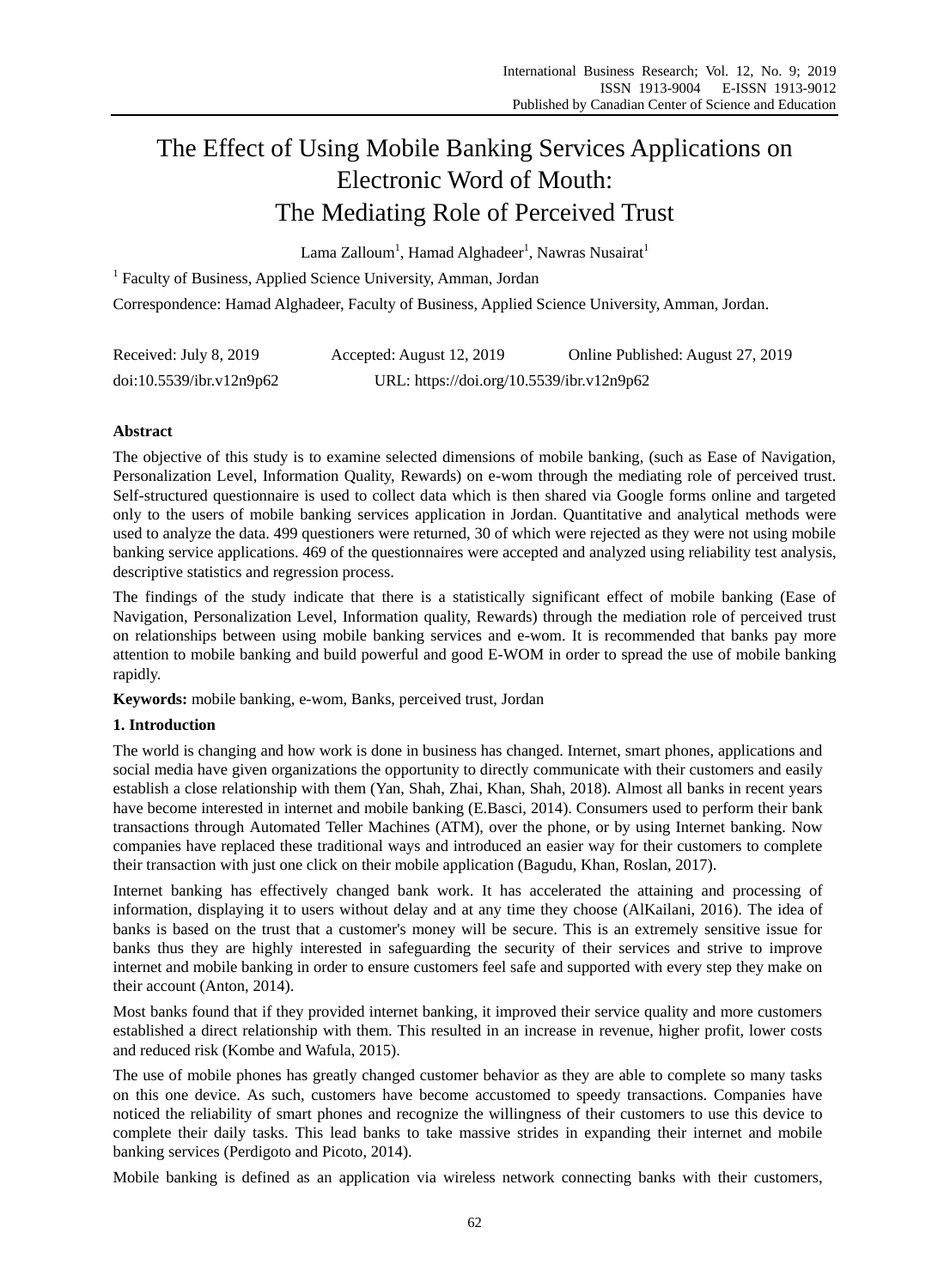# The Effect of Using Mobile Banking Services Applications on Electronic Word of Mouth: The Mediating Role of Perceived Trust

Lama Zalloum[1], Hamad Alghadeer[1], Nawras Nusairat[1]

[1] Faculty of Business, Applied Science University, Amman, Jordan

Correspondence: Hamad Alghadeer, Faculty of Business, Applied Science University, Amman, Jordan.

Received: July 8, 2019 Accepted: August 12, 2019 Online Published: August 27, 2019

doi:10.5539/ibr.v12n9p62 URL: https://doi.org/10.5539/ibr.v12n9p62

## Abstract

The objective of this study is to examine selected dimensions of mobile banking, (such as Ease of Navigation, Personalization Level, Information Quality, Rewards) on e-wom through the mediating role of perceived trust. Self-structured questionnaire is used to collect data which is then shared via Google forms online and targeted only to the users of mobile banking services application in Jordan. Quantitative and analytical methods were used to analyze the data. 499 questioners were returned, 30 of which were rejected as they were not using mobile banking service applications. 469 of the questionnaires were accepted and analyzed using reliability test analysis, descriptive statistics and regression process.

The findings of the study indicate that there is a statistically significant effect of mobile banking (Ease of Navigation, Personalization Level, Information quality, Rewards) through the mediation role of perceived trust on relationships between using mobile banking services and e-wom. It is recommended that banks pay more attention to mobile banking and build powerful and good E-WOM in order to spread the use of mobile banking rapidly.

**Keywords:** mobile banking, e-wom, Banks, perceived trust, Jordan

## 1. Introduction

The world is changing and how work is done in business has changed. Internet, smart phones, applications and social media have given organizations the opportunity to directly communicate with their customers and easily establish a close relationship with them (Yan, Shah, Zhai, Khan, Shah, 2018). Almost all banks in recent years have become interested in internet and mobile banking (E.Basci, 2014). Consumers used to perform their bank transactions through Automated Teller Machines (ATM), over the phone, or by using Internet banking. Now companies have replaced these traditional ways and introduced an easier way for their customers to complete their transaction with just one click on their mobile application (Bagudu, Khan, Roslan, 2017).

Internet banking has effectively changed bank work. It has accelerated the attaining and processing of information, displaying it to users without delay and at any time they choose (AlKailani, 2016). The idea of banks is based on the trust that a customer's money will be secure. This is an extremely sensitive issue for banks thus they are highly interested in safeguarding the security of their services and strive to improve internet and mobile banking in order to ensure customers feel safe and supported with every step they make on their account (Anton, 2014).

Most banks found that if they provided internet banking, it improved their service quality and more customers established a direct relationship with them. This resulted in an increase in revenue, higher profit, lower costs and reduced risk (Kombe and Wafula, 2015).

The use of mobile phones has greatly changed customer behavior as they are able to complete so many tasks on this one device. As such, customers have become accustomed to speedy transactions. Companies have noticed the reliability of smart phones and recognize the willingness of their customers to use this device to complete their daily tasks. This lead banks to take massive strides in expanding their internet and mobile banking services (Perdigoto and Picoto, 2014).

Mobile banking is defined as an application via wireless network connecting banks with their customers,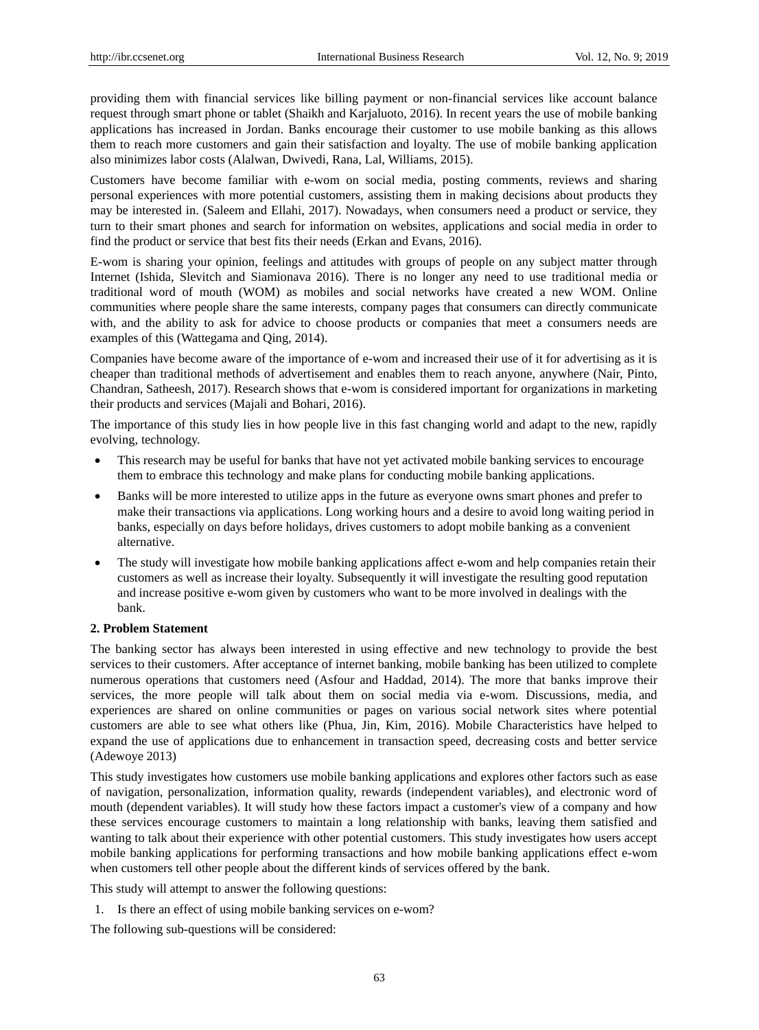providing them with financial services like billing payment or non-financial services like account balance request through smart phone or tablet (Shaikh and Karjaluoto, 2016). In recent years the use of mobile banking applications has increased in Jordan. Banks encourage their customer to use mobile banking as this allows them to reach more customers and gain their satisfaction and loyalty. The use of mobile banking application also minimizes labor costs (Alalwan, Dwivedi, Rana, Lal, Williams, 2015).

Customers have become familiar with e-wom on social media, posting comments, reviews and sharing personal experiences with more potential customers, assisting them in making decisions about products they may be interested in. (Saleem and Ellahi, 2017). Nowadays, when consumers need a product or service, they turn to their smart phones and search for information on websites, applications and social media in order to find the product or service that best fits their needs (Erkan and Evans, 2016).

E-wom is sharing your opinion, feelings and attitudes with groups of people on any subject matter through Internet (Ishida, Slevitch and Siamionava 2016). There is no longer any need to use traditional media or traditional word of mouth (WOM) as mobiles and social networks have created a new WOM. Online communities where people share the same interests, company pages that consumers can directly communicate with, and the ability to ask for advice to choose products or companies that meet a consumers needs are examples of this (Wattegama and Qing, 2014).

Companies have become aware of the importance of e-wom and increased their use of it for advertising as it is cheaper than traditional methods of advertisement and enables them to reach anyone, anywhere (Nair, Pinto, Chandran, Satheesh, 2017). Research shows that e-wom is considered important for organizations in marketing their products and services (Majali and Bohari, 2016).

The importance of this study lies in how people live in this fast changing world and adapt to the new, rapidly evolving, technology.

- This research may be useful for banks that have not yet activated mobile banking services to encourage them to embrace this technology and make plans for conducting mobile banking applications.
- Banks will be more interested to utilize apps in the future as everyone owns smart phones and prefer to make their transactions via applications. Long working hours and a desire to avoid long waiting period in banks, especially on days before holidays, drives customers to adopt mobile banking as a convenient alternative.
- The study will investigate how mobile banking applications affect e-wom and help companies retain their customers as well as increase their loyalty. Subsequently it will investigate the resulting good reputation and increase positive e-wom given by customers who want to be more involved in dealings with the bank.

**2. Problem Statement**

The banking sector has always been interested in using effective and new technology to provide the best services to their customers. After acceptance of internet banking, mobile banking has been utilized to complete numerous operations that customers need (Asfour and Haddad, 2014). The more that banks improve their services, the more people will talk about them on social media via e-wom. Discussions, media, and experiences are shared on online communities or pages on various social network sites where potential customers are able to see what others like (Phua, Jin, Kim, 2016). Mobile Characteristics have helped to expand the use of applications due to enhancement in transaction speed, decreasing costs and better service (Adewoye 2013)

This study investigates how customers use mobile banking applications and explores other factors such as ease of navigation, personalization, information quality, rewards (independent variables), and electronic word of mouth (dependent variables). It will study how these factors impact a customer's view of a company and how these services encourage customers to maintain a long relationship with banks, leaving them satisfied and wanting to talk about their experience with other potential customers. This study investigates how users accept mobile banking applications for performing transactions and how mobile banking applications effect e-wom when customers tell other people about the different kinds of services offered by the bank.

This study will attempt to answer the following questions:

1. Is there an effect of using mobile banking services on e-wom?

The following sub-questions will be considered: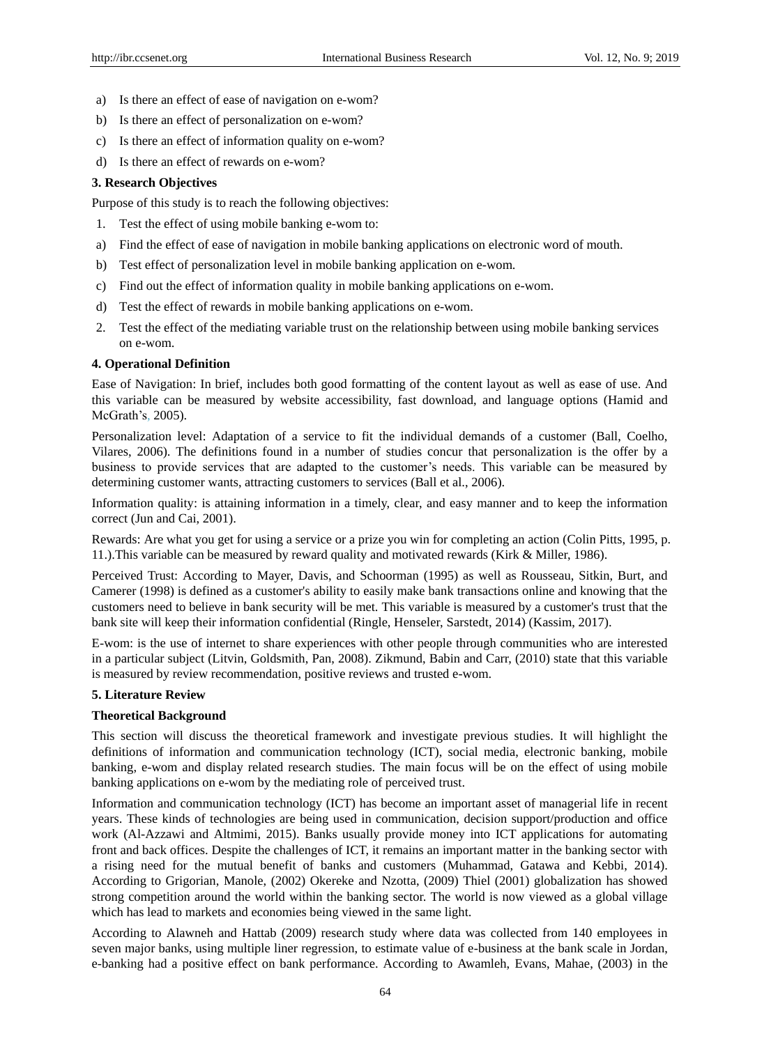a) Is there an effect of ease of navigation on e-wom?

b) Is there an effect of personalization on e-wom?

c) Is there an effect of information quality on e-wom?

d) Is there an effect of rewards on e-wom?

**3. Research Objectives**

Purpose of this study is to reach the following objectives:

1. Test the effect of using mobile banking e-wom to:

a) Find the effect of ease of navigation in mobile banking applications on electronic word of mouth.

b) Test effect of personalization level in mobile banking application on e-wom.

c) Find out the effect of information quality in mobile banking applications on e-wom.

d) Test the effect of rewards in mobile banking applications on e-wom.

2. Test the effect of the mediating variable trust on the relationship between using mobile banking services on e-wom.

**4. Operational Definition**

Ease of Navigation: In brief, includes both good formatting of the content layout as well as ease of use. And this variable can be measured by website accessibility, fast download, and language options (Hamid and McGrath's, 2005).

Personalization level: Adaptation of a service to fit the individual demands of a customer (Ball, Coelho, Vilares, 2006). The definitions found in a number of studies concur that personalization is the offer by a business to provide services that are adapted to the customer's needs. This variable can be measured by determining customer wants, attracting customers to services (Ball et al., 2006).

Information quality: is attaining information in a timely, clear, and easy manner and to keep the information correct (Jun and Cai, 2001).

Rewards: Are what you get for using a service or a prize you win for completing an action (Colin Pitts, 1995, p. 11.).This variable can be measured by reward quality and motivated rewards (Kirk & Miller, 1986).

Perceived Trust: According to Mayer, Davis, and Schoorman (1995) as well as Rousseau, Sitkin, Burt, and Camerer (1998) is defined as a customer's ability to easily make bank transactions online and knowing that the customers need to believe in bank security will be met. This variable is measured by a customer's trust that the bank site will keep their information confidential (Ringle, Henseler, Sarstedt, 2014) (Kassim, 2017).

E-wom: is the use of internet to share experiences with other people through communities who are interested in a particular subject (Litvin, Goldsmith, Pan, 2008). Zikmund, Babin and Carr, (2010) state that this variable is measured by review recommendation, positive reviews and trusted e-wom.

**5. Literature Review**

**Theoretical Background**

This section will discuss the theoretical framework and investigate previous studies. It will highlight the definitions of information and communication technology (ICT), social media, electronic banking, mobile banking, e-wom and display related research studies. The main focus will be on the effect of using mobile banking applications on e-wom by the mediating role of perceived trust.

Information and communication technology (ICT) has become an important asset of managerial life in recent years. These kinds of technologies are being used in communication, decision support/production and office work (Al-Azzawi and Altmimi, 2015). Banks usually provide money into ICT applications for automating front and back offices. Despite the challenges of ICT, it remains an important matter in the banking sector with a rising need for the mutual benefit of banks and customers (Muhammad, Gatawa and Kebbi, 2014). According to Grigorian, Manole, (2002) Okereke and Nzotta, (2009) Thiel (2001) globalization has showed strong competition around the world within the banking sector. The world is now viewed as a global village which has lead to markets and economies being viewed in the same light.

According to Alawneh and Hattab (2009) research study where data was collected from 140 employees in seven major banks, using multiple liner regression, to estimate value of e-business at the bank scale in Jordan, e-banking had a positive effect on bank performance. According to Awamleh, Evans, Mahae, (2003) in the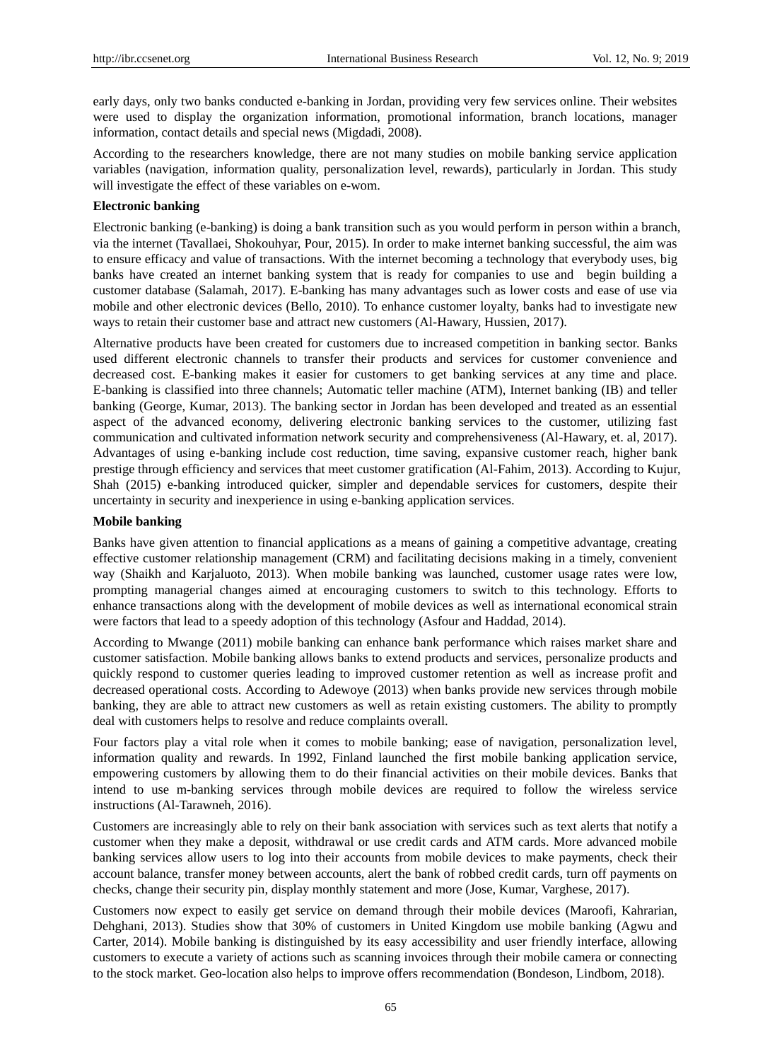early days, only two banks conducted e-banking in Jordan, providing very few services online. Their websites were used to display the organization information, promotional information, branch locations, manager information, contact details and special news (Migdadi, 2008).

According to the researchers knowledge, there are not many studies on mobile banking service application variables (navigation, information quality, personalization level, rewards), particularly in Jordan. This study will investigate the effect of these variables on e-wom.

**Electronic banking**

Electronic banking (e-banking) is doing a bank transition such as you would perform in person within a branch, via the internet (Tavallaei, Shokouhyar, Pour, 2015). In order to make internet banking successful, the aim was to ensure efficacy and value of transactions. With the internet becoming a technology that everybody uses, big banks have created an internet banking system that is ready for companies to use and begin building a customer database (Salamah, 2017). E-banking has many advantages such as lower costs and ease of use via mobile and other electronic devices (Bello, 2010). To enhance customer loyalty, banks had to investigate new ways to retain their customer base and attract new customers (Al-Hawary, Hussien, 2017).

Alternative products have been created for customers due to increased competition in banking sector. Banks used different electronic channels to transfer their products and services for customer convenience and decreased cost. E-banking makes it easier for customers to get banking services at any time and place. E-banking is classified into three channels; Automatic teller machine (ATM), Internet banking (IB) and teller banking (George, Kumar, 2013). The banking sector in Jordan has been developed and treated as an essential aspect of the advanced economy, delivering electronic banking services to the customer, utilizing fast communication and cultivated information network security and comprehensiveness (Al-Hawary, et. al, 2017). Advantages of using e-banking include cost reduction, time saving, expansive customer reach, higher bank prestige through efficiency and services that meet customer gratification (Al-Fahim, 2013). According to Kujur, Shah (2015) e-banking introduced quicker, simpler and dependable services for customers, despite their uncertainty in security and inexperience in using e-banking application services.

**Mobile banking**

Banks have given attention to financial applications as a means of gaining a competitive advantage, creating effective customer relationship management (CRM) and facilitating decisions making in a timely, convenient way (Shaikh and Karjaluoto, 2013). When mobile banking was launched, customer usage rates were low, prompting managerial changes aimed at encouraging customers to switch to this technology. Efforts to enhance transactions along with the development of mobile devices as well as international economical strain were factors that lead to a speedy adoption of this technology (Asfour and Haddad, 2014).

According to Mwange (2011) mobile banking can enhance bank performance which raises market share and customer satisfaction. Mobile banking allows banks to extend products and services, personalize products and quickly respond to customer queries leading to improved customer retention as well as increase profit and decreased operational costs. According to Adewoye (2013) when banks provide new services through mobile banking, they are able to attract new customers as well as retain existing customers. The ability to promptly deal with customers helps to resolve and reduce complaints overall.

Four factors play a vital role when it comes to mobile banking; ease of navigation, personalization level, information quality and rewards. In 1992, Finland launched the first mobile banking application service, empowering customers by allowing them to do their financial activities on their mobile devices. Banks that intend to use m-banking services through mobile devices are required to follow the wireless service instructions (Al-Tarawneh, 2016).

Customers are increasingly able to rely on their bank association with services such as text alerts that notify a customer when they make a deposit, withdrawal or use credit cards and ATM cards. More advanced mobile banking services allow users to log into their accounts from mobile devices to make payments, check their account balance, transfer money between accounts, alert the bank of robbed credit cards, turn off payments on checks, change their security pin, display monthly statement and more (Jose, Kumar, Varghese, 2017).

Customers now expect to easily get service on demand through their mobile devices (Maroofi, Kahrarian, Dehghani, 2013). Studies show that 30% of customers in United Kingdom use mobile banking (Agwu and Carter, 2014). Mobile banking is distinguished by its easy accessibility and user friendly interface, allowing customers to execute a variety of actions such as scanning invoices through their mobile camera or connecting to the stock market. Geo-location also helps to improve offers recommendation (Bondeson, Lindbom, 2018).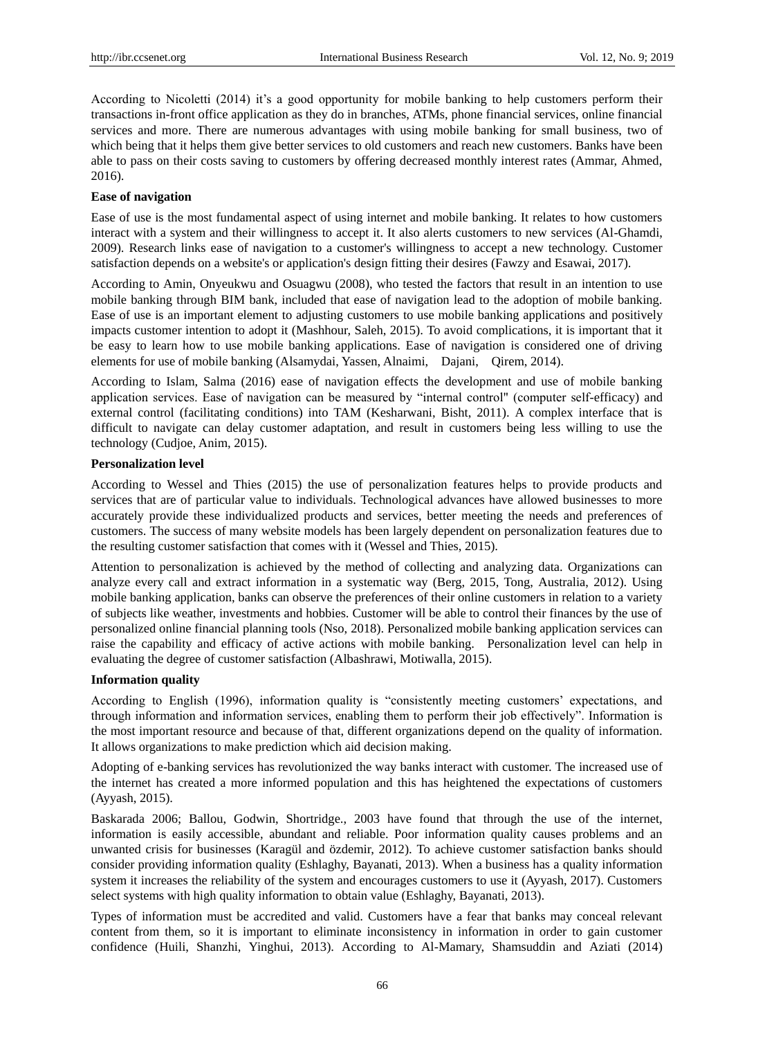According to Nicoletti (2014) it's a good opportunity for mobile banking to help customers perform their transactions in-front office application as they do in branches, ATMs, phone financial services, online financial services and more. There are numerous advantages with using mobile banking for small business, two of which being that it helps them give better services to old customers and reach new customers. Banks have been able to pass on their costs saving to customers by offering decreased monthly interest rates (Ammar, Ahmed, 2016).

**Ease of navigation**

Ease of use is the most fundamental aspect of using internet and mobile banking. It relates to how customers interact with a system and their willingness to accept it. It also alerts customers to new services (Al-Ghamdi, 2009). Research links ease of navigation to a customer's willingness to accept a new technology. Customer satisfaction depends on a website's or application's design fitting their desires (Fawzy and Esawai, 2017).

According to Amin, Onyeukwu and Osuagwu (2008), who tested the factors that result in an intention to use mobile banking through BIM bank, included that ease of navigation lead to the adoption of mobile banking. Ease of use is an important element to adjusting customers to use mobile banking applications and positively impacts customer intention to adopt it (Mashhour, Saleh, 2015). To avoid complications, it is important that it be easy to learn how to use mobile banking applications. Ease of navigation is considered one of driving elements for use of mobile banking (Alsamydai, Yassen, Alnaimi, Dajani, Qirem, 2014).

According to Islam, Salma (2016) ease of navigation effects the development and use of mobile banking application services. Ease of navigation can be measured by "internal control" (computer self-efficacy) and external control (facilitating conditions) into TAM (Kesharwani, Bisht, 2011). A complex interface that is difficult to navigate can delay customer adaptation, and result in customers being less willing to use the technology (Cudjoe, Anim, 2015).

**Personalization level**

According to Wessel and Thies (2015) the use of personalization features helps to provide products and services that are of particular value to individuals. Technological advances have allowed businesses to more accurately provide these individualized products and services, better meeting the needs and preferences of customers. The success of many website models has been largely dependent on personalization features due to the resulting customer satisfaction that comes with it (Wessel and Thies, 2015).

Attention to personalization is achieved by the method of collecting and analyzing data. Organizations can analyze every call and extract information in a systematic way (Berg, 2015, Tong, Australia, 2012). Using mobile banking application, banks can observe the preferences of their online customers in relation to a variety of subjects like weather, investments and hobbies. Customer will be able to control their finances by the use of personalized online financial planning tools (Nso, 2018). Personalized mobile banking application services can raise the capability and efficacy of active actions with mobile banking. Personalization level can help in evaluating the degree of customer satisfaction (Albashrawi, Motiwalla, 2015).

**Information quality**

According to English (1996), information quality is "consistently meeting customers' expectations, and through information and information services, enabling them to perform their job effectively". Information is the most important resource and because of that, different organizations depend on the quality of information. It allows organizations to make prediction which aid decision making.

Adopting of e-banking services has revolutionized the way banks interact with customer. The increased use of the internet has created a more informed population and this has heightened the expectations of customers (Ayyash, 2015).

Baskarada 2006; Ballou, Godwin, Shortridge., 2003 have found that through the use of the internet, information is easily accessible, abundant and reliable. Poor information quality causes problems and an unwanted crisis for businesses (Karagül and özdemir, 2012). To achieve customer satisfaction banks should consider providing information quality (Eshlaghy, Bayanati, 2013). When a business has a quality information system it increases the reliability of the system and encourages customers to use it (Ayyash, 2017). Customers select systems with high quality information to obtain value (Eshlaghy, Bayanati, 2013).

Types of information must be accredited and valid. Customers have a fear that banks may conceal relevant content from them, so it is important to eliminate inconsistency in information in order to gain customer confidence (Huili, Shanzhi, Yinghui, 2013). According to Al-Mamary, Shamsuddin and Aziati (2014)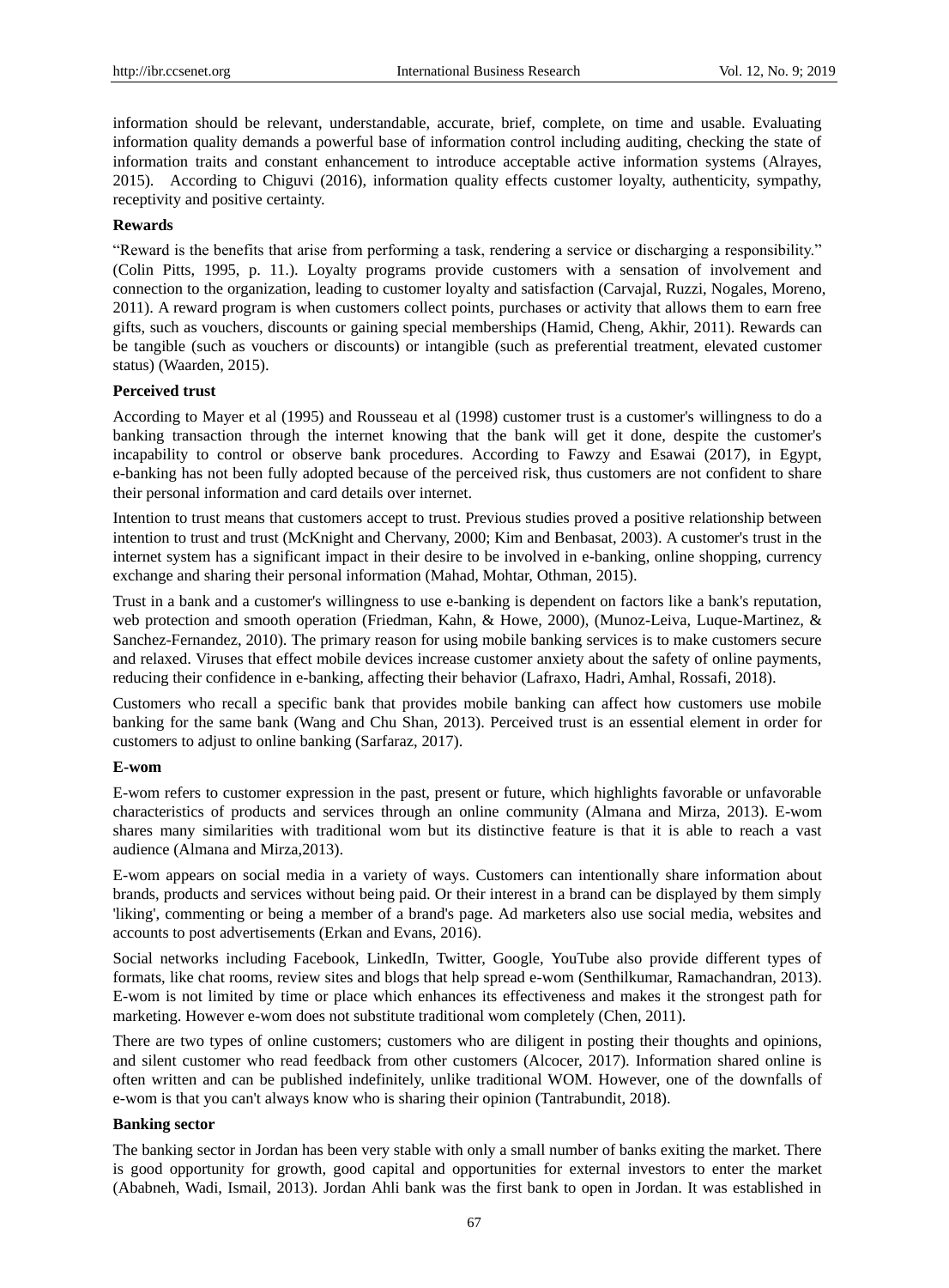information should be relevant, understandable, accurate, brief, complete, on time and usable. Evaluating information quality demands a powerful base of information control including auditing, checking the state of information traits and constant enhancement to introduce acceptable active information systems (Alrayes, 2015). According to Chiguvi (2016), information quality effects customer loyalty, authenticity, sympathy, receptivity and positive certainty.

**Rewards**

"Reward is the benefits that arise from performing a task, rendering a service or discharging a responsibility." (Colin Pitts, 1995, p. 11.). Loyalty programs provide customers with a sensation of involvement and connection to the organization, leading to customer loyalty and satisfaction (Carvajal, Ruzzi, Nogales, Moreno, 2011). A reward program is when customers collect points, purchases or activity that allows them to earn free gifts, such as vouchers, discounts or gaining special memberships (Hamid, Cheng, Akhir, 2011). Rewards can be tangible (such as vouchers or discounts) or intangible (such as preferential treatment, elevated customer status) (Waarden, 2015).

**Perceived trust**

According to Mayer et al (1995) and Rousseau et al (1998) customer trust is a customer's willingness to do a banking transaction through the internet knowing that the bank will get it done, despite the customer's incapability to control or observe bank procedures. According to Fawzy and Esawai (2017), in Egypt, e-banking has not been fully adopted because of the perceived risk, thus customers are not confident to share their personal information and card details over internet.

Intention to trust means that customers accept to trust. Previous studies proved a positive relationship between intention to trust and trust (McKnight and Chervany, 2000; Kim and Benbasat, 2003). A customer's trust in the internet system has a significant impact in their desire to be involved in e-banking, online shopping, currency exchange and sharing their personal information (Mahad, Mohtar, Othman, 2015).

Trust in a bank and a customer's willingness to use e-banking is dependent on factors like a bank's reputation, web protection and smooth operation (Friedman, Kahn, & Howe, 2000), (Munoz-Leiva, Luque-Martinez, & Sanchez-Fernandez, 2010). The primary reason for using mobile banking services is to make customers secure and relaxed. Viruses that effect mobile devices increase customer anxiety about the safety of online payments, reducing their confidence in e-banking, affecting their behavior (Lafraxo, Hadri, Amhal, Rossafi, 2018).

Customers who recall a specific bank that provides mobile banking can affect how customers use mobile banking for the same bank (Wang and Chu Shan, 2013). Perceived trust is an essential element in order for customers to adjust to online banking (Sarfaraz, 2017).

**E-wom**

E-wom refers to customer expression in the past, present or future, which highlights favorable or unfavorable characteristics of products and services through an online community (Almana and Mirza, 2013). E-wom shares many similarities with traditional wom but its distinctive feature is that it is able to reach a vast audience (Almana and Mirza,2013).

E-wom appears on social media in a variety of ways. Customers can intentionally share information about brands, products and services without being paid. Or their interest in a brand can be displayed by them simply 'liking', commenting or being a member of a brand's page. Ad marketers also use social media, websites and accounts to post advertisements (Erkan and Evans, 2016).

Social networks including Facebook, LinkedIn, Twitter, Google, YouTube also provide different types of formats, like chat rooms, review sites and blogs that help spread e-wom (Senthilkumar, Ramachandran, 2013). E-wom is not limited by time or place which enhances its effectiveness and makes it the strongest path for marketing. However e-wom does not substitute traditional wom completely (Chen, 2011).

There are two types of online customers; customers who are diligent in posting their thoughts and opinions, and silent customer who read feedback from other customers (Alcocer, 2017). Information shared online is often written and can be published indefinitely, unlike traditional WOM. However, one of the downfalls of e-wom is that you can't always know who is sharing their opinion (Tantrabundit, 2018).

**Banking sector**

The banking sector in Jordan has been very stable with only a small number of banks exiting the market. There is good opportunity for growth, good capital and opportunities for external investors to enter the market (Ababneh, Wadi, Ismail, 2013). Jordan Ahli bank was the first bank to open in Jordan. It was established in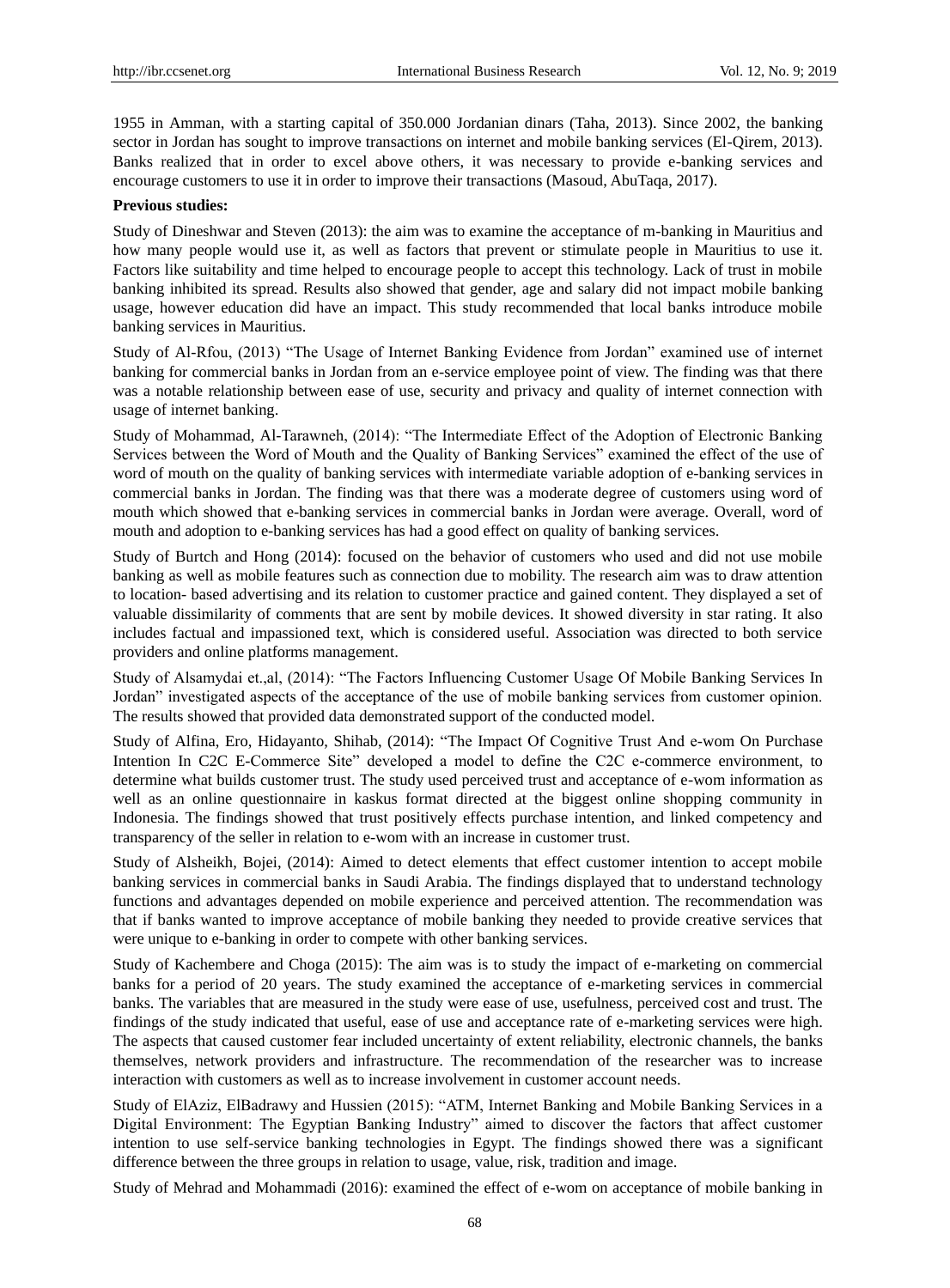1955 in Amman, with a starting capital of 350.000 Jordanian dinars (Taha, 2013). Since 2002, the banking sector in Jordan has sought to improve transactions on internet and mobile banking services (El-Qirem, 2013). Banks realized that in order to excel above others, it was necessary to provide e-banking services and encourage customers to use it in order to improve their transactions (Masoud, AbuTaqa, 2017).

**Previous studies:**

Study of Dineshwar and Steven (2013): the aim was to examine the acceptance of m-banking in Mauritius and how many people would use it, as well as factors that prevent or stimulate people in Mauritius to use it. Factors like suitability and time helped to encourage people to accept this technology. Lack of trust in mobile banking inhibited its spread. Results also showed that gender, age and salary did not impact mobile banking usage, however education did have an impact. This study recommended that local banks introduce mobile banking services in Mauritius.

Study of Al-Rfou, (2013) "The Usage of Internet Banking Evidence from Jordan" examined use of internet banking for commercial banks in Jordan from an e-service employee point of view. The finding was that there was a notable relationship between ease of use, security and privacy and quality of internet connection with usage of internet banking.

Study of Mohammad, Al-Tarawneh, (2014): "The Intermediate Effect of the Adoption of Electronic Banking Services between the Word of Mouth and the Quality of Banking Services" examined the effect of the use of word of mouth on the quality of banking services with intermediate variable adoption of e-banking services in commercial banks in Jordan. The finding was that there was a moderate degree of customers using word of mouth which showed that e-banking services in commercial banks in Jordan were average. Overall, word of mouth and adoption to e-banking services has had a good effect on quality of banking services.

Study of Burtch and Hong (2014): focused on the behavior of customers who used and did not use mobile banking as well as mobile features such as connection due to mobility. The research aim was to draw attention to location- based advertising and its relation to customer practice and gained content. They displayed a set of valuable dissimilarity of comments that are sent by mobile devices. It showed diversity in star rating. It also includes factual and impassioned text, which is considered useful. Association was directed to both service providers and online platforms management.

Study of Alsamydai et.,al, (2014): "The Factors Influencing Customer Usage Of Mobile Banking Services In Jordan" investigated aspects of the acceptance of the use of mobile banking services from customer opinion. The results showed that provided data demonstrated support of the conducted model.

Study of Alfina, Ero, Hidayanto, Shihab, (2014): "The Impact Of Cognitive Trust And e-wom On Purchase Intention In C2C E-Commerce Site" developed a model to define the C2C e-commerce environment, to determine what builds customer trust. The study used perceived trust and acceptance of e-wom information as well as an online questionnaire in kaskus format directed at the biggest online shopping community in Indonesia. The findings showed that trust positively effects purchase intention, and linked competency and transparency of the seller in relation to e-wom with an increase in customer trust.

Study of Alsheikh, Bojei, (2014): Aimed to detect elements that effect customer intention to accept mobile banking services in commercial banks in Saudi Arabia. The findings displayed that to understand technology functions and advantages depended on mobile experience and perceived attention. The recommendation was that if banks wanted to improve acceptance of mobile banking they needed to provide creative services that were unique to e-banking in order to compete with other banking services.

Study of Kachembere and Choga (2015): The aim was is to study the impact of e-marketing on commercial banks for a period of 20 years. The study examined the acceptance of e-marketing services in commercial banks. The variables that are measured in the study were ease of use, usefulness, perceived cost and trust. The findings of the study indicated that useful, ease of use and acceptance rate of e-marketing services were high. The aspects that caused customer fear included uncertainty of extent reliability, electronic channels, the banks themselves, network providers and infrastructure. The recommendation of the researcher was to increase interaction with customers as well as to increase involvement in customer account needs.

Study of ElAziz, ElBadrawy and Hussien (2015): "ATM, Internet Banking and Mobile Banking Services in a Digital Environment: The Egyptian Banking Industry" aimed to discover the factors that affect customer intention to use self-service banking technologies in Egypt. The findings showed there was a significant difference between the three groups in relation to usage, value, risk, tradition and image.

Study of Mehrad and Mohammadi (2016): examined the effect of e-wom on acceptance of mobile banking in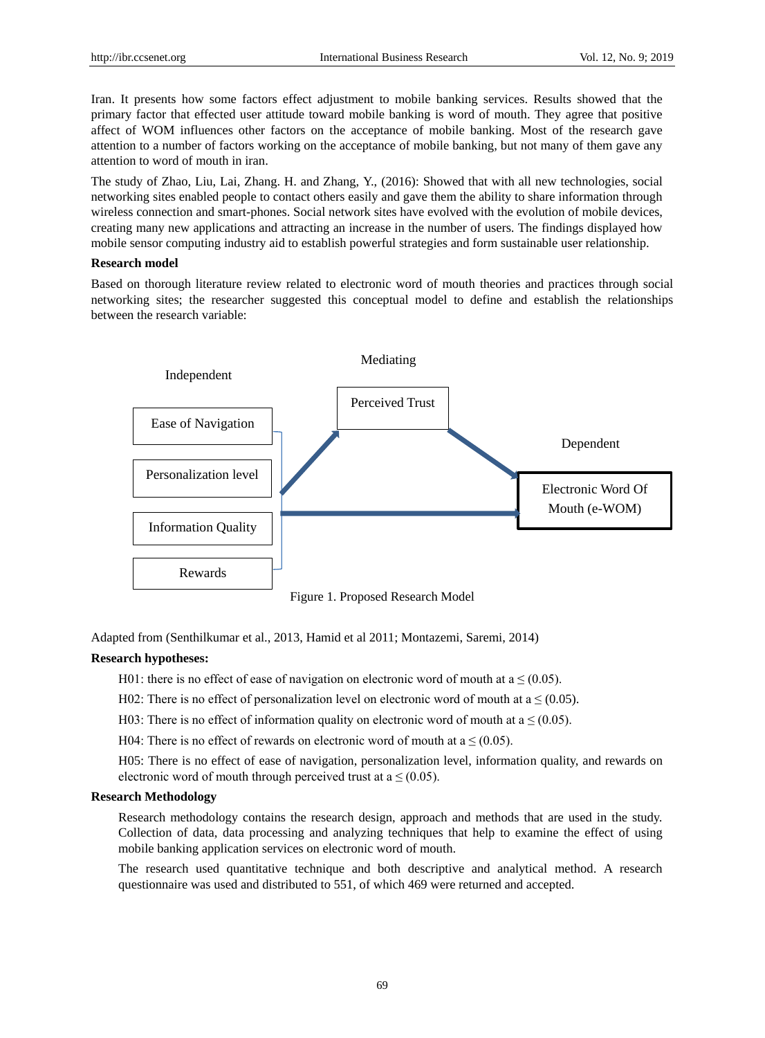Iran. It presents how some factors effect adjustment to mobile banking services. Results showed that the primary factor that effected user attitude toward mobile banking is word of mouth. They agree that positive affect of WOM influences other factors on the acceptance of mobile banking. Most of the research gave attention to a number of factors working on the acceptance of mobile banking, but not many of them gave any attention to word of mouth in iran.

The study of Zhao, Liu, Lai, Zhang. H. and Zhang, Y., (2016): Showed that with all new technologies, social networking sites enabled people to contact others easily and gave them the ability to share information through wireless connection and smart-phones. Social network sites have evolved with the evolution of mobile devices, creating many new applications and attracting an increase in the number of users. The findings displayed how mobile sensor computing industry aid to establish powerful strategies and form sustainable user relationship.

**Research model**

Based on thorough literature review related to electronic word of mouth theories and practices through social networking sites; the researcher suggested this conceptual model to define and establish the relationships between the research variable:

Independent: Ease of Navigation; Personalization level; Information Quality; Rewards

Mediating: Perceived Trust

Dependent: Electronic Word Of Mouth (e-WOM)

Figure 1. Proposed Research Model

Adapted from (Senthilkumar et al., 2013, Hamid et al 2011; Montazemi, Saremi, 2014)

**Research hypotheses:**

H01: there is no effect of ease of navigation on electronic word of mouth at $a \leq (0.05)$.

H02: There is no effect of personalization level on electronic word of mouth at $a \leq (0.05)$.

H03: There is no effect of information quality on electronic word of mouth at $a \leq (0.05)$.

H04: There is no effect of rewards on electronic word of mouth at $a \leq (0.05)$.

H05: There is no effect of ease of navigation, personalization level, information quality, and rewards on electronic word of mouth through perceived trust at $a \leq (0.05)$.

**Research Methodology**

Research methodology contains the research design, approach and methods that are used in the study. Collection of data, data processing and analyzing techniques that help to examine the effect of using mobile banking application services on electronic word of mouth.

The research used quantitative technique and both descriptive and analytical method. A research questionnaire was used and distributed to 551, of which 469 were returned and accepted.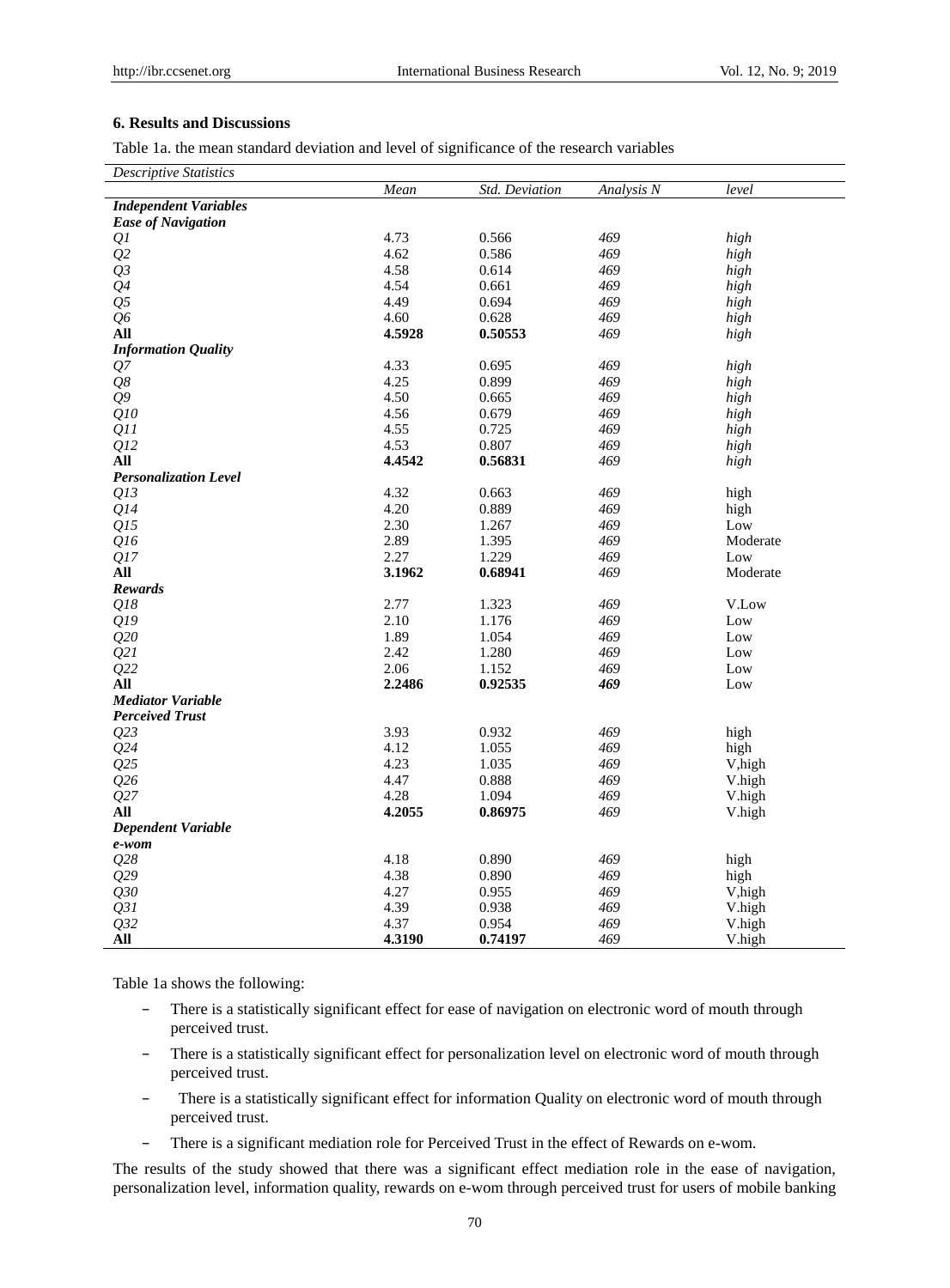## 6. Results and Discussions

Table 1a. the mean standard deviation and level of significance of the research variables

| *Descriptive Statistics* | | | | |
|---|---|---|---|---|
| | *Mean* | *Std. Deviation* | *Analysis N* | *level* |
| ***Independent Variables*** | | | | |
| ***Ease of Navigation*** | | | | |
| *Q1* | 4.73 | 0.566 | *469* | *high* |
| *Q2* | 4.62 | 0.586 | *469* | *high* |
| *Q3* | 4.58 | 0.614 | *469* | *high* |
| *Q4* | 4.54 | 0.661 | *469* | *high* |
| *Q5* | 4.49 | 0.694 | *469* | *high* |
| *Q6* | 4.60 | 0.628 | *469* | *high* |
| **All** | **4.5928** | **0.50553** | *469* | *high* |
| ***Information Quality*** | | | | |
| *Q7* | 4.33 | 0.695 | *469* | *high* |
| *Q8* | 4.25 | 0.899 | *469* | *high* |
| *Q9* | 4.50 | 0.665 | *469* | *high* |
| *Q10* | 4.56 | 0.679 | *469* | *high* |
| *Q11* | 4.55 | 0.725 | *469* | *high* |
| *Q12* | 4.53 | 0.807 | *469* | *high* |
| **All** | **4.4542** | **0.56831** | *469* | *high* |
| ***Personalization Level*** | | | | |
| *Q13* | 4.32 | 0.663 | *469* | high |
| *Q14* | 4.20 | 0.889 | *469* | high |
| *Q15* | 2.30 | 1.267 | *469* | Low |
| *Q16* | 2.89 | 1.395 | *469* | Moderate |
| *Q17* | 2.27 | 1.229 | *469* | Low |
| **All** | **3.1962** | **0.68941** | *469* | Moderate |
| ***Rewards*** | | | | |
| *Q18* | 2.77 | 1.323 | *469* | V.Low |
| *Q19* | 2.10 | 1.176 | *469* | Low |
| *Q20* | 1.89 | 1.054 | *469* | Low |
| *Q21* | 2.42 | 1.280 | *469* | Low |
| *Q22* | 2.06 | 1.152 | *469* | Low |
| **All** | **2.2486** | **0.92535** | ***469*** | Low |
| ***Mediator Variable*** | | | | |
| ***Perceived Trust*** | | | | |
| *Q23* | 3.93 | 0.932 | *469* | high |
| *Q24* | 4.12 | 1.055 | *469* | high |
| *Q25* | 4.23 | 1.035 | *469* | V,high |
| *Q26* | 4.47 | 0.888 | *469* | V.high |
| *Q27* | 4.28 | 1.094 | *469* | V.high |
| **All** | **4.2055** | **0.86975** | *469* | V.high |
| ***Dependent Variable*** | | | | |
| ***e-wom*** | | | | |
| *Q28* | 4.18 | 0.890 | *469* | high |
| *Q29* | 4.38 | 0.890 | *469* | high |
| *Q30* | 4.27 | 0.955 | *469* | V,high |
| *Q31* | 4.39 | 0.938 | *469* | V.high |
| *Q32* | 4.37 | 0.954 | *469* | V.high |
| **All** | **4.3190** | **0.74197** | *469* | V.high |

Table 1a shows the following:

- There is a statistically significant effect for ease of navigation on electronic word of mouth through perceived trust.
- There is a statistically significant effect for personalization level on electronic word of mouth through perceived trust.
- There is a statistically significant effect for information Quality on electronic word of mouth through perceived trust.
- There is a significant mediation role for Perceived Trust in the effect of Rewards on e-wom.

The results of the study showed that there was a significant effect mediation role in the ease of navigation, personalization level, information quality, rewards on e-wom through perceived trust for users of mobile banking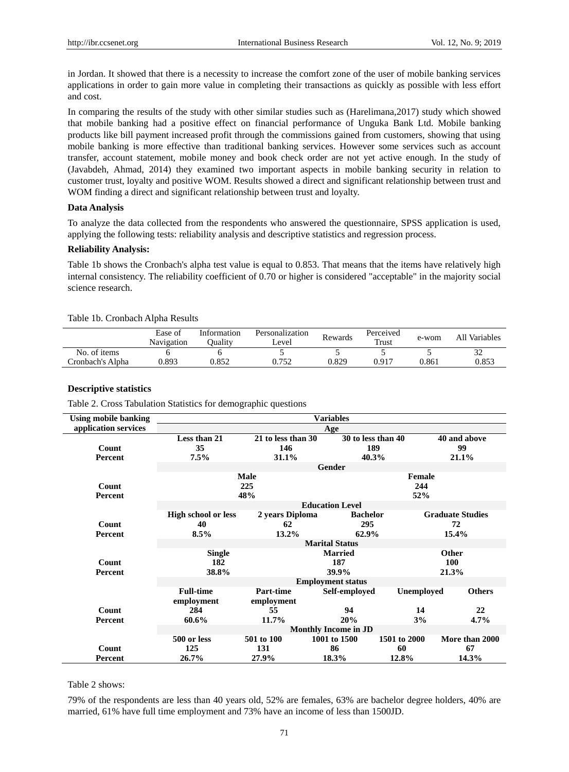in Jordan. It showed that there is a necessity to increase the comfort zone of the user of mobile banking services applications in order to gain more value in completing their transactions as quickly as possible with less effort and cost.

In comparing the results of the study with other similar studies such as (Harelimana,2017) study which showed that mobile banking had a positive effect on financial performance of Unguka Bank Ltd. Mobile banking products like bill payment increased profit through the commissions gained from customers, showing that using mobile banking is more effective than traditional banking services. However some services such as account transfer, account statement, mobile money and book check order are not yet active enough. In the study of (Javabdeh, Ahmad, 2014) they examined two important aspects in mobile banking security in relation to customer trust, loyalty and positive WOM. Results showed a direct and significant relationship between trust and WOM finding a direct and significant relationship between trust and loyalty.

**Data Analysis**

To analyze the data collected from the respondents who answered the questionnaire, SPSS application is used, applying the following tests: reliability analysis and descriptive statistics and regression process.

**Reliability Analysis:**

Table 1b shows the Cronbach's alpha test value is equal to 0.853. That means that the items have relatively high internal consistency. The reliability coefficient of 0.70 or higher is considered "acceptable" in the majority social science research.

Table 1b. Cronbach Alpha Results

| | Ease of Navigation | Information Quality | Personalization Level | Rewards | Perceived Trust | e-wom | All Variables |
|---|---|---|---|---|---|---|---|
| No. of items | 6 | 6 | 5 | 5 | 5 | 5 | 32 |
| Cronbach's Alpha | 0.893 | 0.852 | 0.752 | 0.829 | 0.917 | 0.861 | 0.853 |

**Descriptive statistics**

Table 2. Cross Tabulation Statistics for demographic questions

| Using mobile banking application services | Variables | | | | |
|---|---|---|---|---|---|
| | **Age** | | | | |
| | **Less than 21** | **21 to less than 30** | **30 to less than 40** | **40 and above** | |
| **Count** | **35** | **146** | **189** | **99** | |
| **Percent** | **7.5%** | **31.1%** | **40.3%** | **21.1%** | |
| | **Gender** | | | | |
| | **Male** | | **Female** | | |
| **Count** | **225** | | **244** | | |
| **Percent** | **48%** | | **52%** | | |
| | **Education Level** | | | | |
| | **High school or less** | **2 years Diploma** | **Bachelor** | **Graduate Studies** | |
| **Count** | **40** | **62** | **295** | **72** | |
| **Percent** | **8.5%** | **13.2%** | **62.9%** | **15.4%** | |
| | **Marital Status** | | | | |
| | **Single** | | **Married** | **Other** | |
| **Count** | **182** | | **187** | **100** | |
| **Percent** | **38.8%** | | **39.9%** | **21.3%** | |
| | **Employment status** | | | | |
| | **Full-time employment** | **Part-time employment** | **Self-employed** | **Unemployed** | **Others** |
| **Count** | **284** | **55** | **94** | **14** | **22** |
| **Percent** | **60.6%** | **11.7%** | **20%** | **3%** | **4.7%** |
| | **Monthly Income in JD** | | | | |
| | **500 or less** | **501 to 100** | **1001 to 1500** | **1501 to 2000** | **More than 2000** |
| **Count** | **125** | **131** | **86** | **60** | **67** |
| **Percent** | **26.7%** | **27.9%** | **18.3%** | **12.8%** | **14.3%** |

Table 2 shows:

79% of the respondents are less than 40 years old, 52% are females, 63% are bachelor degree holders, 40% are married, 61% have full time employment and 73% have an income of less than 1500JD.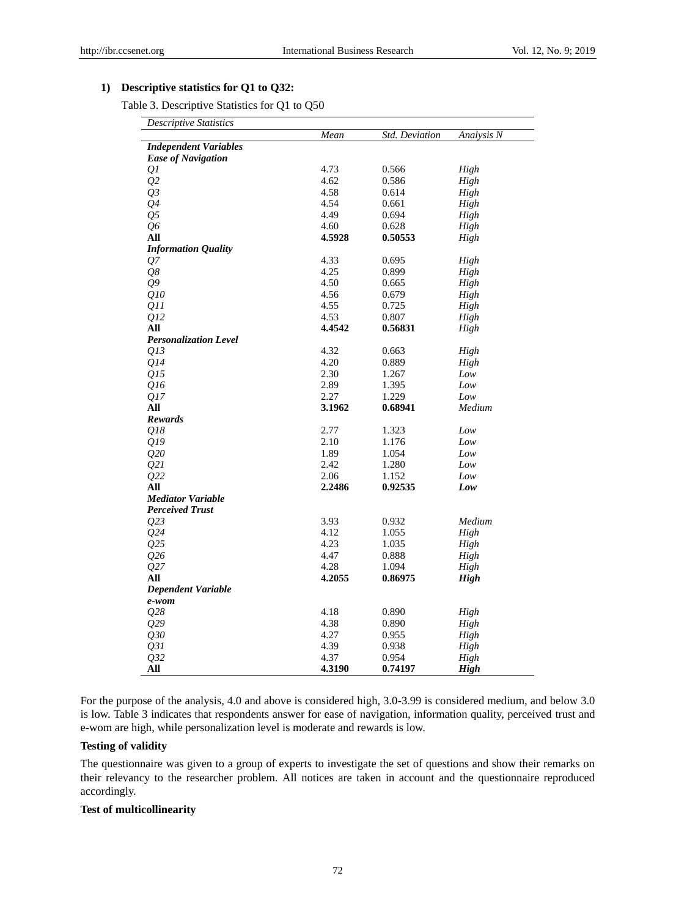1) **Descriptive statistics for Q1 to Q32:**

Table 3. Descriptive Statistics for Q1 to Q50

| *Descriptive Statistics* | | | |
|---|---|---|---|
| | *Mean* | *Std. Deviation* | *Analysis N* |
| ***Independent Variables*** | | | |
| ***Ease of Navigation*** | | | |
| *Q1* | 4.73 | 0.566 | *High* |
| *Q2* | 4.62 | 0.586 | *High* |
| *Q3* | 4.58 | 0.614 | *High* |
| *Q4* | 4.54 | 0.661 | *High* |
| *Q5* | 4.49 | 0.694 | *High* |
| *Q6* | 4.60 | 0.628 | *High* |
| **All** | **4.5928** | **0.50553** | *High* |
| ***Information Quality*** | | | |
| *Q7* | 4.33 | 0.695 | *High* |
| *Q8* | 4.25 | 0.899 | *High* |
| *Q9* | 4.50 | 0.665 | *High* |
| *Q10* | 4.56 | 0.679 | *High* |
| *Q11* | 4.55 | 0.725 | *High* |
| *Q12* | 4.53 | 0.807 | *High* |
| **All** | **4.4542** | **0.56831** | *High* |
| ***Personalization Level*** | | | |
| *Q13* | 4.32 | 0.663 | *High* |
| *Q14* | 4.20 | 0.889 | *High* |
| *Q15* | 2.30 | 1.267 | *Low* |
| *Q16* | 2.89 | 1.395 | *Low* |
| *Q17* | 2.27 | 1.229 | *Low* |
| **All** | **3.1962** | **0.68941** | *Medium* |
| ***Rewards*** | | | |
| *Q18* | 2.77 | 1.323 | *Low* |
| *Q19* | 2.10 | 1.176 | *Low* |
| *Q20* | 1.89 | 1.054 | *Low* |
| *Q21* | 2.42 | 1.280 | *Low* |
| *Q22* | 2.06 | 1.152 | *Low* |
| **All** | **2.2486** | **0.92535** | ***Low*** |
| ***Mediator Variable*** | | | |
| ***Perceived Trust*** | | | |
| *Q23* | 3.93 | 0.932 | *Medium* |
| *Q24* | 4.12 | 1.055 | *High* |
| *Q25* | 4.23 | 1.035 | *High* |
| *Q26* | 4.47 | 0.888 | *High* |
| *Q27* | 4.28 | 1.094 | *High* |
| **All** | **4.2055** | **0.86975** | ***High*** |
| ***Dependent Variable*** | | | |
| ***e-wom*** | | | |
| *Q28* | 4.18 | 0.890 | *High* |
| *Q29* | 4.38 | 0.890 | *High* |
| *Q30* | 4.27 | 0.955 | *High* |
| *Q31* | 4.39 | 0.938 | *High* |
| *Q32* | 4.37 | 0.954 | *High* |
| **All** | **4.3190** | **0.74197** | ***High*** |

For the purpose of the analysis, 4.0 and above is considered high, 3.0-3.99 is considered medium, and below 3.0 is low. Table 3 indicates that respondents answer for ease of navigation, information quality, perceived trust and e-wom are high, while personalization level is moderate and rewards is low.

**Testing of validity**

The questionnaire was given to a group of experts to investigate the set of questions and show their remarks on their relevancy to the researcher problem. All notices are taken in account and the questionnaire reproduced accordingly.

**Test of multicollinearity**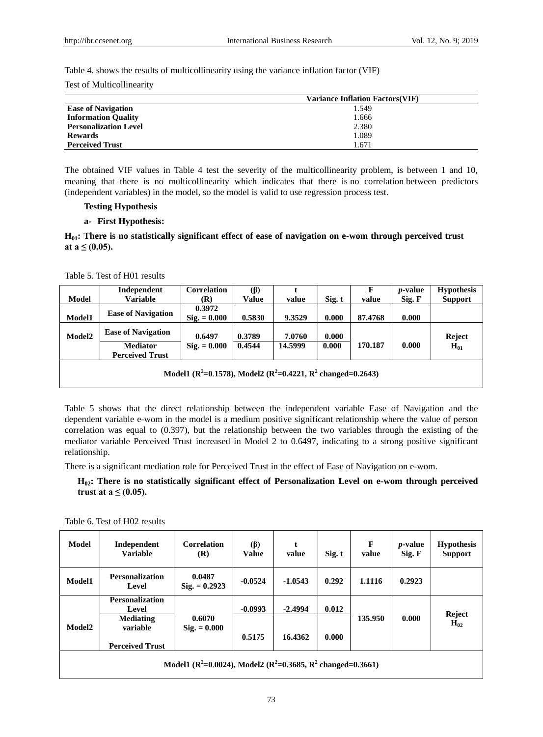Table 4. shows the results of multicollinearity using the variance inflation factor (VIF)

Test of Multicollinearity

| | Variance Inflation Factors(VIF) |
|---|---|
| **Ease of Navigation** | 1.549 |
| **Information Quality** | 1.666 |
| **Personalization Level** | 2.380 |
| **Rewards** | 1.089 |
| **Perceived Trust** | 1.671 |

The obtained VIF values in Table 4 test the severity of the multicollinearity problem, is between 1 and 10, meaning that there is no multicollinearity which indicates that there is no correlation between predictors (independent variables) in the model, so the model is valid to use regression process test.

**Testing Hypothesis**

**a- First Hypothesis:**

**$H_{01}$: There is no statistically significant effect of ease of navigation on e-wom through perceived trust at a ≤ (0.05).**

Table 5. Test of H01 results

| Model | Independent Variable | Correlation (R) | (β) Value | t value | Sig. t | F value | *p*-value Sig. F | Hypothesis Support |
|---|---|---|---|---|---|---|---|---|
| Model1 | Ease of Navigation | 0.3972 Sig. = 0.000 | 0.5830 | 9.3529 | 0.000 | 87.4768 | 0.000 | |
| Model2 | Ease of Navigation | 0.6497 Sig. = 0.000 | 0.3789 | 7.0760 | 0.000 | 170.187 | 0.000 | Reject $H_{01}$ |
| | Mediator Perceived Trust | | 0.4544 | 14.5999 | 0.000 | | | |
| Model1 ($R^2$=0.1578), Model2 ($R^2$=0.4221, $R^2$ changed=0.2643) | | | | | | | | |

Table 5 shows that the direct relationship between the independent variable Ease of Navigation and the dependent variable e-wom in the model is a medium positive significant relationship where the value of person correlation was equal to (0.397), but the relationship between the two variables through the existing of the mediator variable Perceived Trust increased in Model 2 to 0.6497, indicating to a strong positive significant relationship.

There is a significant mediation role for Perceived Trust in the effect of Ease of Navigation on e-wom.

**$H_{02}$: There is no statistically significant effect of Personalization Level on e-wom through perceived trust at a ≤ (0.05).**

Table 6. Test of H02 results

| Model | Independent Variable | Correlation (R) | (β) Value | t value | Sig. t | F value | *p*-value Sig. F | Hypothesis Support |
|---|---|---|---|---|---|---|---|---|
| Model1 | Personalization Level | 0.0487 Sig. = 0.2923 | -0.0524 | -1.0543 | 0.292 | 1.1116 | 0.2923 | |
| Model2 | Personalization Level | 0.6070 Sig. = 0.000 | -0.0993 | -2.4994 | 0.012 | 135.950 | 0.000 | Reject $H_{02}$ |
| | Mediating variable Perceived Trust | | 0.5175 | 16.4362 | 0.000 | | | |
| Model1 ($R^2$=0.0024), Model2 ($R^2$=0.3685, $R^2$ changed=0.3661) | | | | | | | | |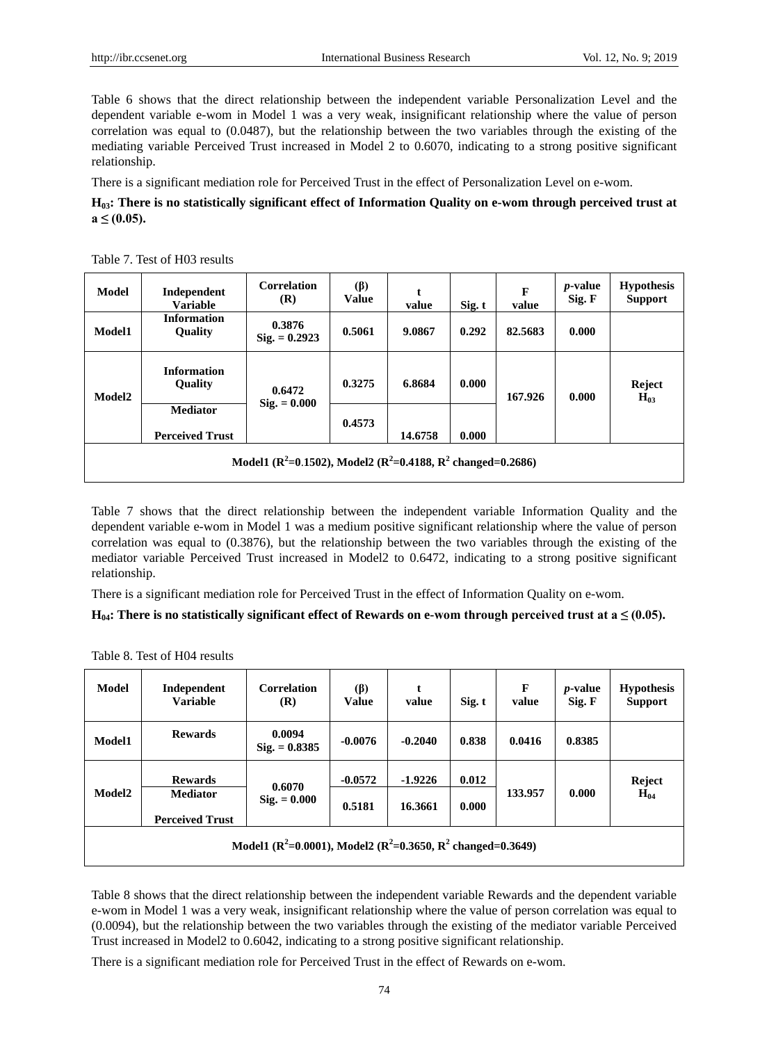Table 6 shows that the direct relationship between the independent variable Personalization Level and the dependent variable e-wom in Model 1 was a very weak, insignificant relationship where the value of person correlation was equal to (0.0487), but the relationship between the two variables through the existing of the mediating variable Perceived Trust increased in Model 2 to 0.6070, indicating to a strong positive significant relationship.

There is a significant mediation role for Perceived Trust in the effect of Personalization Level on e-wom.

**$H_{03}$: There is no statistically significant effect of Information Quality on e-wom through perceived trust at a ≤ (0.05).**

Table 7. Test of H03 results

| Model | Independent Variable | Correlation (R) | (β) Value | t value | Sig. t | F value | *p*-value Sig. F | Hypothesis Support |
|---|---|---|---|---|---|---|---|---|
| **Model1** | **Information Quality** | **0.3876 Sig. = 0.2923** | **0.5061** | **9.0867** | **0.292** | **82.5683** | **0.000** | |
| **Model2** | **Information Quality** | **0.6472 Sig. = 0.000** | **0.3275** | **6.8684** | **0.000** | **167.926** | **0.000** | **Reject $H_{03}$** |
| | **Mediator Perceived Trust** | | **0.4573** | **14.6758** | **0.000** | | | |
| **Model1 ($R^2$=0.1502), Model2 ($R^2$=0.4188, $R^2$ changed=0.2686)** | | | | | | | | |

Table 7 shows that the direct relationship between the independent variable Information Quality and the dependent variable e-wom in Model 1 was a medium positive significant relationship where the value of person correlation was equal to (0.3876), but the relationship between the two variables through the existing of the mediator variable Perceived Trust increased in Model2 to 0.6472, indicating to a strong positive significant relationship.

There is a significant mediation role for Perceived Trust in the effect of Information Quality on e-wom.

**$H_{04}$: There is no statistically significant effect of Rewards on e-wom through perceived trust at a ≤ (0.05).**

Table 8. Test of H04 results

| Model | Independent Variable | Correlation (R) | (β) Value | t value | Sig. t | F value | *p*-value Sig. F | Hypothesis Support |
|---|---|---|---|---|---|---|---|---|
| **Model1** | **Rewards** | **0.0094 Sig. = 0.8385** | **-0.0076** | **-0.2040** | **0.838** | **0.0416** | **0.8385** | |
| **Model2** | **Rewards** | **0.6070 Sig. = 0.000** | **-0.0572** | **-1.9226** | **0.012** | **133.957** | **0.000** | **Reject $H_{04}$** |
| | **Mediator Perceived Trust** | | **0.5181** | **16.3661** | **0.000** | | | |
| **Model1 ($R^2$=0.0001), Model2 ($R^2$=0.3650, $R^2$ changed=0.3649)** | | | | | | | | |

Table 8 shows that the direct relationship between the independent variable Rewards and the dependent variable e-wom in Model 1 was a very weak, insignificant relationship where the value of person correlation was equal to (0.0094), but the relationship between the two variables through the existing of the mediator variable Perceived Trust increased in Model2 to 0.6042, indicating to a strong positive significant relationship.

There is a significant mediation role for Perceived Trust in the effect of Rewards on e-wom.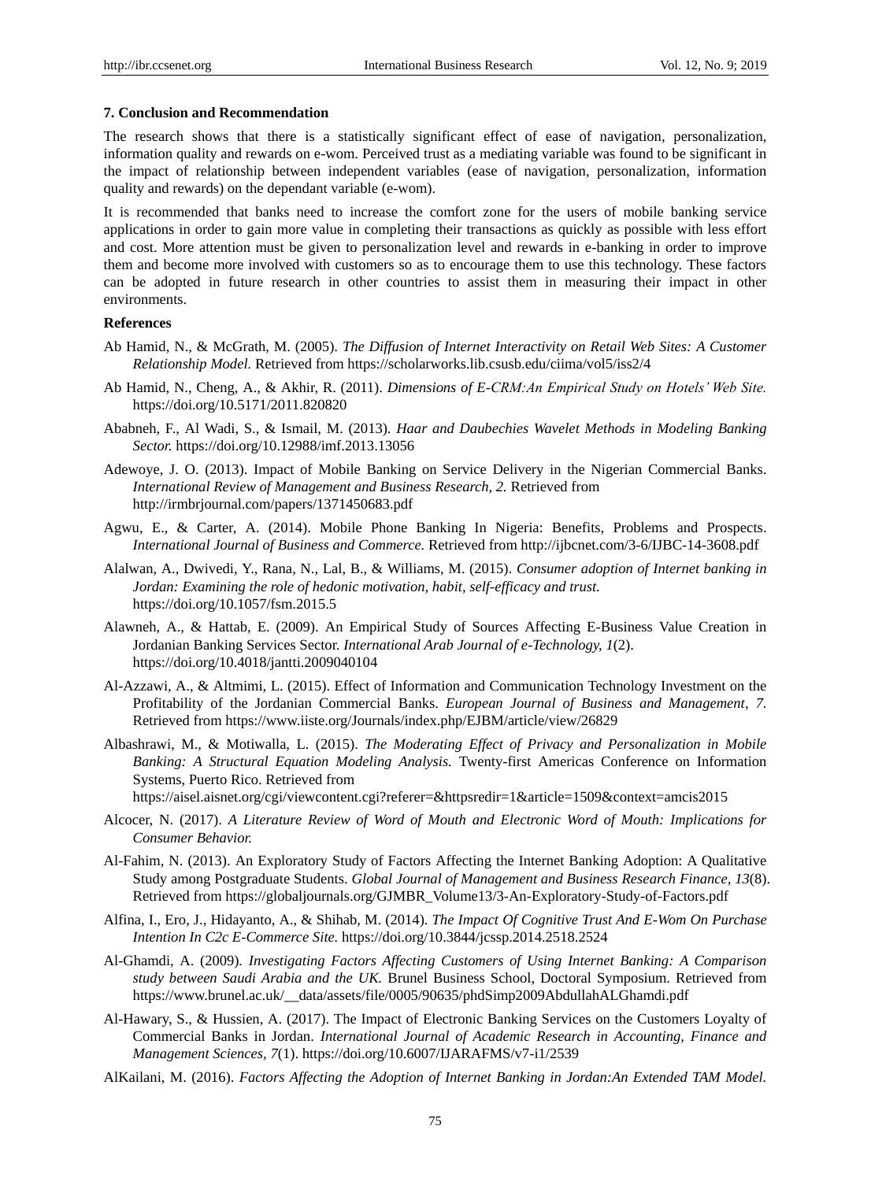## 7. Conclusion and Recommendation

The research shows that there is a statistically significant effect of ease of navigation, personalization, information quality and rewards on e-wom. Perceived trust as a mediating variable was found to be significant in the impact of relationship between independent variables (ease of navigation, personalization, information quality and rewards) on the dependant variable (e-wom).

It is recommended that banks need to increase the comfort zone for the users of mobile banking service applications in order to gain more value in completing their transactions as quickly as possible with less effort and cost. More attention must be given to personalization level and rewards in e-banking in order to improve them and become more involved with customers so as to encourage them to use this technology. These factors can be adopted in future research in other countries to assist them in measuring their impact in other environments.

## References

Ab Hamid, N., & McGrath, M. (2005). *The Diffusion of Internet Interactivity on Retail Web Sites: A Customer Relationship Model.* Retrieved from https://scholarworks.lib.csusb.edu/ciima/vol5/iss2/4

Ab Hamid, N., Cheng, A., & Akhir, R. (2011). *Dimensions of E-CRM:An Empirical Study on Hotels' Web Site.* https://doi.org/10.5171/2011.820820

Ababneh, F., Al Wadi, S., & Ismail, M. (2013). *Haar and Daubechies Wavelet Methods in Modeling Banking Sector.* https://doi.org/10.12988/imf.2013.13056

Adewoye, J. O. (2013). Impact of Mobile Banking on Service Delivery in the Nigerian Commercial Banks. *International Review of Management and Business Research, 2.* Retrieved from http://irmbrjournal.com/papers/1371450683.pdf

Agwu, E., & Carter, A. (2014). Mobile Phone Banking In Nigeria: Benefits, Problems and Prospects. *International Journal of Business and Commerce.* Retrieved from http://ijbcnet.com/3-6/IJBC-14-3608.pdf

Alalwan, A., Dwivedi, Y., Rana, N., Lal, B., & Williams, M. (2015). *Consumer adoption of Internet banking in Jordan: Examining the role of hedonic motivation, habit, self-efficacy and trust.* https://doi.org/10.1057/fsm.2015.5

Alawneh, A., & Hattab, E. (2009). An Empirical Study of Sources Affecting E-Business Value Creation in Jordanian Banking Services Sector. *International Arab Journal of e-Technology, 1*(2). https://doi.org/10.4018/jantti.2009040104

Al-Azzawi, A., & Altmimi, L. (2015). Effect of Information and Communication Technology Investment on the Profitability of the Jordanian Commercial Banks. *European Journal of Business and Management, 7.* Retrieved from https://www.iiste.org/Journals/index.php/EJBM/article/view/26829

Albashrawi, M., & Motiwalla, L. (2015). *The Moderating Effect of Privacy and Personalization in Mobile Banking: A Structural Equation Modeling Analysis.* Twenty-first Americas Conference on Information Systems, Puerto Rico. Retrieved from https://aisel.aisnet.org/cgi/viewcontent.cgi?referer=&httpsredir=1&article=1509&context=amcis2015

Alcocer, N. (2017). *A Literature Review of Word of Mouth and Electronic Word of Mouth: Implications for Consumer Behavior.*

Al-Fahim, N. (2013). An Exploratory Study of Factors Affecting the Internet Banking Adoption: A Qualitative Study among Postgraduate Students. *Global Journal of Management and Business Research Finance, 13*(8). Retrieved from https://globaljournals.org/GJMBR_Volume13/3-An-Exploratory-Study-of-Factors.pdf

Alfina, I., Ero, J., Hidayanto, A., & Shihab, M. (2014). *The Impact Of Cognitive Trust And E-Wom On Purchase Intention In C2c E-Commerce Site.* https://doi.org/10.3844/jcssp.2014.2518.2524

Al-Ghamdi, A. (2009). *Investigating Factors Affecting Customers of Using Internet Banking: A Comparison study between Saudi Arabia and the UK.* Brunel Business School, Doctoral Symposium. Retrieved from https://www.brunel.ac.uk/__data/assets/file/0005/90635/phdSimp2009AbdullahALGhamdi.pdf

Al-Hawary, S., & Hussien, A. (2017). The Impact of Electronic Banking Services on the Customers Loyalty of Commercial Banks in Jordan. *International Journal of Academic Research in Accounting, Finance and Management Sciences, 7*(1). https://doi.org/10.6007/IJARAFMS/v7-i1/2539

AlKailani, M. (2016). *Factors Affecting the Adoption of Internet Banking in Jordan:An Extended TAM Model.*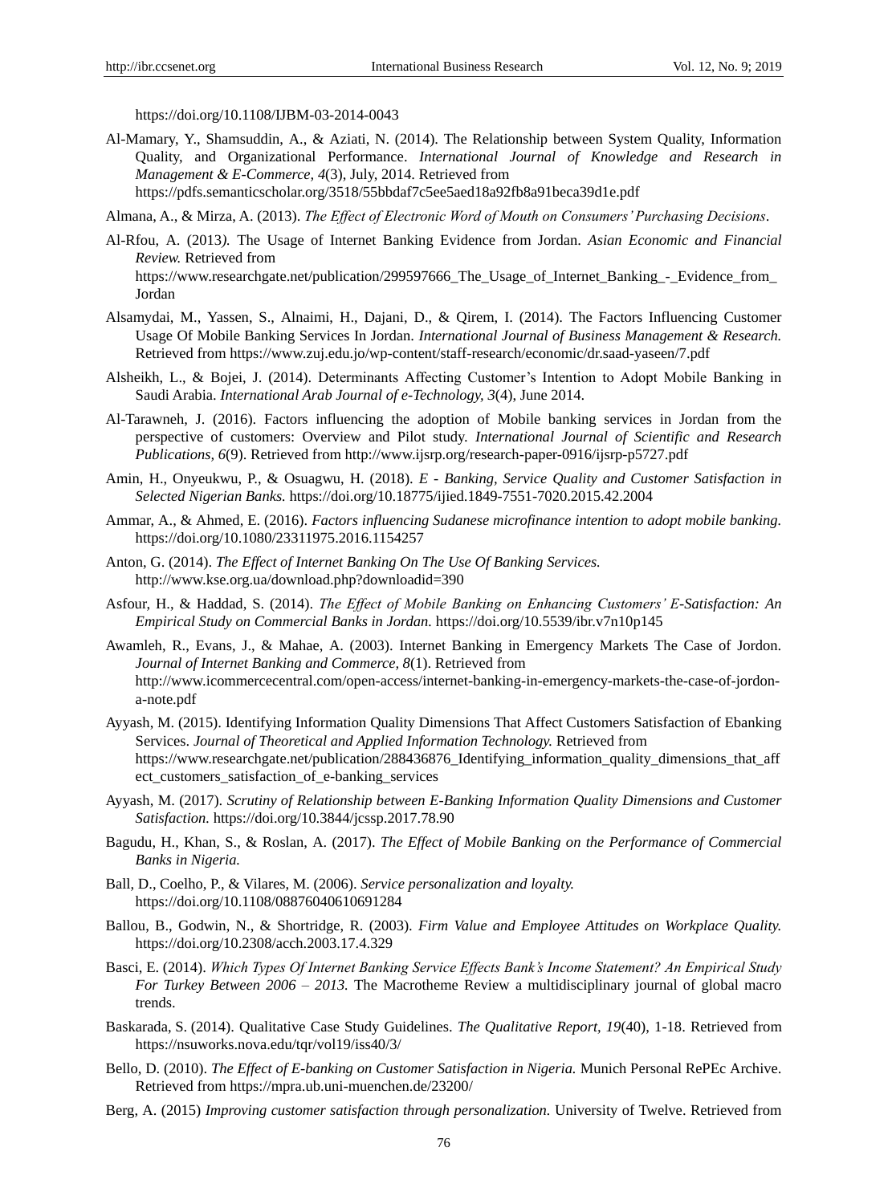https://doi.org/10.1108/IJBM-03-2014-0043

Al-Mamary, Y., Shamsuddin, A., & Aziati, N. (2014). The Relationship between System Quality, Information Quality, and Organizational Performance. *International Journal of Knowledge and Research in Management & E-Commerce, 4*(3), July, 2014. Retrieved from https://pdfs.semanticscholar.org/3518/55bbdaf7c5ee5aed18a92fb8a91beca39d1e.pdf

Almana, A., & Mirza, A. (2013). *The Effect of Electronic Word of Mouth on Consumers' Purchasing Decisions*.

Al-Rfou, A. (2013*)*. The Usage of Internet Banking Evidence from Jordan. *Asian Economic and Financial Review.* Retrieved from https://www.researchgate.net/publication/299597666_The_Usage_of_Internet_Banking_-_Evidence_from_Jordan

Alsamydai, M., Yassen, S., Alnaimi, H., Dajani, D., & Qirem, I. (2014). The Factors Influencing Customer Usage Of Mobile Banking Services In Jordan. *International Journal of Business Management & Research.* Retrieved from https://www.zuj.edu.jo/wp-content/staff-research/economic/dr.saad-yaseen/7.pdf

Alsheikh, L., & Bojei, J. (2014). Determinants Affecting Customer's Intention to Adopt Mobile Banking in Saudi Arabia. *International Arab Journal of e-Technology, 3*(4), June 2014.

Al-Tarawneh, J. (2016). Factors influencing the adoption of Mobile banking services in Jordan from the perspective of customers: Overview and Pilot study. *International Journal of Scientific and Research Publications, 6*(9). Retrieved from http://www.ijsrp.org/research-paper-0916/ijsrp-p5727.pdf

Amin, H., Onyeukwu, P., & Osuagwu, H. (2018). *E - Banking, Service Quality and Customer Satisfaction in Selected Nigerian Banks.* https://doi.org/10.18775/ijied.1849-7551-7020.2015.42.2004

Ammar, A., & Ahmed, E. (2016). *Factors influencing Sudanese microfinance intention to adopt mobile banking.* https://doi.org/10.1080/23311975.2016.1154257

Anton, G. (2014). *The Effect of Internet Banking On The Use Of Banking Services.* http://www.kse.org.ua/download.php?downloadid=390

Asfour, H., & Haddad, S. (2014). *The Effect of Mobile Banking on Enhancing Customers' E-Satisfaction: An Empirical Study on Commercial Banks in Jordan.* https://doi.org/10.5539/ibr.v7n10p145

Awamleh, R., Evans, J., & Mahae, A. (2003). Internet Banking in Emergency Markets The Case of Jordon. *Journal of Internet Banking and Commerce, 8*(1). Retrieved from http://www.icommercecentral.com/open-access/internet-banking-in-emergency-markets-the-case-of-jordon-a-note.pdf

Ayyash, M. (2015). Identifying Information Quality Dimensions That Affect Customers Satisfaction of Ebanking Services. *Journal of Theoretical and Applied Information Technology.* Retrieved from https://www.researchgate.net/publication/288436876_Identifying_information_quality_dimensions_that_affect_customers_satisfaction_of_e-banking_services

Ayyash, M. (2017). *Scrutiny of Relationship between E-Banking Information Quality Dimensions and Customer Satisfaction.* https://doi.org/10.3844/jcssp.2017.78.90

Bagudu, H., Khan, S., & Roslan, A. (2017). *The Effect of Mobile Banking on the Performance of Commercial Banks in Nigeria.*

Ball, D., Coelho, P., & Vilares, M. (2006). *Service personalization and loyalty.* https://doi.org/10.1108/08876040610691284

Ballou, B., Godwin, N., & Shortridge, R. (2003). *Firm Value and Employee Attitudes on Workplace Quality.* https://doi.org/10.2308/acch.2003.17.4.329

Basci, E. (2014). *Which Types Of Internet Banking Service Effects Bank's Income Statement? An Empirical Study For Turkey Between 2006 – 2013.* The Macrotheme Review a multidisciplinary journal of global macro trends.

Baskarada, S. (2014). Qualitative Case Study Guidelines. *The Qualitative Report, 19*(40), 1-18. Retrieved from https://nsuworks.nova.edu/tqr/vol19/iss40/3/

Bello, D. (2010). *The Effect of E-banking on Customer Satisfaction in Nigeria.* Munich Personal RePEc Archive. Retrieved from https://mpra.ub.uni-muenchen.de/23200/

Berg, A. (2015) *Improving customer satisfaction through personalization.* University of Twelve. Retrieved from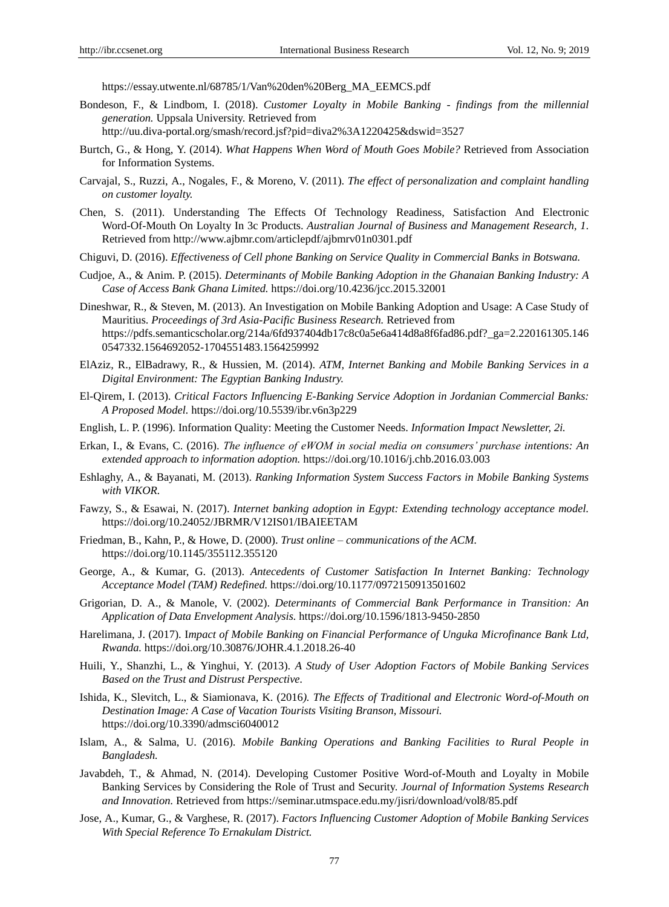https://essay.utwente.nl/68785/1/Van%20den%20Berg_MA_EEMCS.pdf

Bondeson, F., & Lindbom, I. (2018). *Customer Loyalty in Mobile Banking - findings from the millennial generation.* Uppsala University. Retrieved from http://uu.diva-portal.org/smash/record.jsf?pid=diva2%3A1220425&dswid=3527

Burtch, G., & Hong, Y. (2014). *What Happens When Word of Mouth Goes Mobile?* Retrieved from Association for Information Systems.

Carvajal, S., Ruzzi, A., Nogales, F., & Moreno, V. (2011). *The effect of personalization and complaint handling on customer loyalty.*

Chen, S. (2011). Understanding The Effects Of Technology Readiness, Satisfaction And Electronic Word-Of-Mouth On Loyalty In 3c Products. *Australian Journal of Business and Management Research, 1*. Retrieved from http://www.ajbmr.com/articlepdf/ajbmrv01n0301.pdf

Chiguvi, D. (2016). *Effectiveness of Cell phone Banking on Service Quality in Commercial Banks in Botswana.*

Cudjoe, A., & Anim. P. (2015). *Determinants of Mobile Banking Adoption in the Ghanaian Banking Industry: A Case of Access Bank Ghana Limited.* https://doi.org/10.4236/jcc.2015.32001

Dineshwar, R., & Steven, M. (2013). An Investigation on Mobile Banking Adoption and Usage: A Case Study of Mauritius. *Proceedings of 3rd Asia-Pacific Business Research.* Retrieved from https://pdfs.semanticscholar.org/214a/6fd937404db17c8c0a5e6a414d8a8f6fad86.pdf?_ga=2.220161305.1460547332.1564692052-1704551483.1564259992

ElAziz, R., ElBadrawy, R., & Hussien, M. (2014). *ATM, Internet Banking and Mobile Banking Services in a Digital Environment: The Egyptian Banking Industry.*

El-Qirem, I. (2013). *Critical Factors Influencing E-Banking Service Adoption in Jordanian Commercial Banks: A Proposed Model.* https://doi.org/10.5539/ibr.v6n3p229

English, L. P. (1996). Information Quality: Meeting the Customer Needs. *Information Impact Newsletter, 2i.*

Erkan, I., & Evans, C. (2016). *The influence of eWOM in social media on consumers' purchase intentions: An extended approach to information adoption.* https://doi.org/10.1016/j.chb.2016.03.003

Eshlaghy, A., & Bayanati, M. (2013). *Ranking Information System Success Factors in Mobile Banking Systems with VIKOR.*

Fawzy, S., & Esawai, N. (2017). *Internet banking adoption in Egypt: Extending technology acceptance model.* https://doi.org/10.24052/JBRMR/V12IS01/IBAIEETAM

Friedman, B., Kahn, P., & Howe, D. (2000). *Trust online – communications of the ACM.* https://doi.org/10.1145/355112.355120

George, A., & Kumar, G. (2013). *Antecedents of Customer Satisfaction In Internet Banking: Technology Acceptance Model (TAM) Redefined.* https://doi.org/10.1177/0972150913501602

Grigorian, D. A., & Manole, V. (2002). *Determinants of Commercial Bank Performance in Transition: An Application of Data Envelopment Analysis.* https://doi.org/10.1596/1813-9450-2850

Harelimana, J. (2017). I*mpact of Mobile Banking on Financial Performance of Unguka Microfinance Bank Ltd, Rwanda.* https://doi.org/10.30876/JOHR.4.1.2018.26-40

Huili, Y., Shanzhi, L., & Yinghui, Y. (2013). *A Study of User Adoption Factors of Mobile Banking Services Based on the Trust and Distrust Perspective.*

Ishida, K., Slevitch, L., & Siamionava, K. (2016*). The Effects of Traditional and Electronic Word-of-Mouth on Destination Image: A Case of Vacation Tourists Visiting Branson, Missouri.* https://doi.org/10.3390/admsci6040012

Islam, A., & Salma, U. (2016). *Mobile Banking Operations and Banking Facilities to Rural People in Bangladesh.*

Javabdeh, T., & Ahmad, N. (2014). Developing Customer Positive Word-of-Mouth and Loyalty in Mobile Banking Services by Considering the Role of Trust and Security. *Journal of Information Systems Research and Innovation.* Retrieved from https://seminar.utmspace.edu.my/jisri/download/vol8/85.pdf

Jose, A., Kumar, G., & Varghese, R. (2017). *Factors Influencing Customer Adoption of Mobile Banking Services With Special Reference To Ernakulam District.*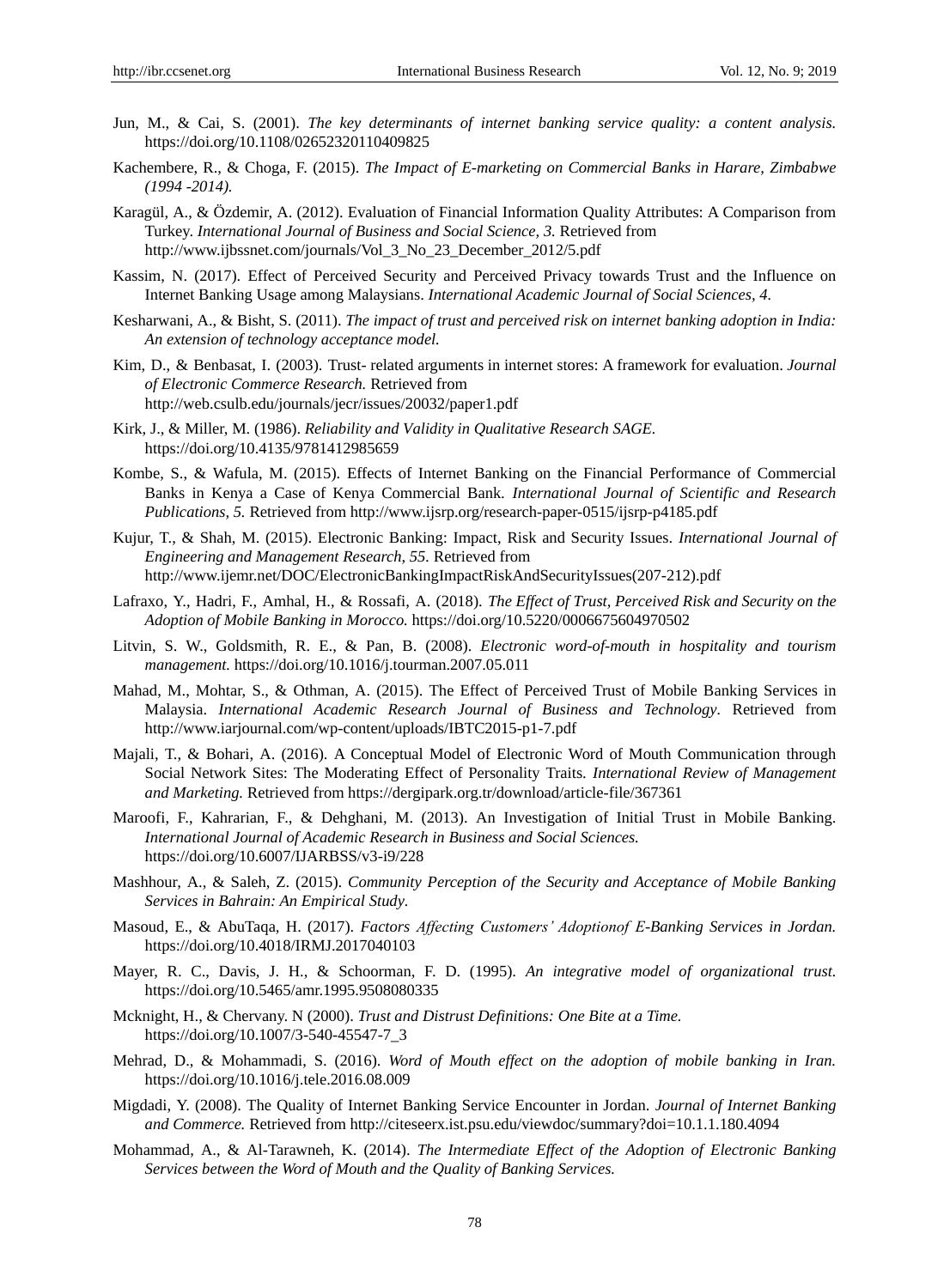Jun, M., & Cai, S. (2001). *The key determinants of internet banking service quality: a content analysis.* https://doi.org/10.1108/02652320110409825

Kachembere, R., & Choga, F. (2015). *The Impact of E-marketing on Commercial Banks in Harare, Zimbabwe (1994 -2014).*

Karagül, A., & Özdemir, A. (2012). Evaluation of Financial Information Quality Attributes: A Comparison from Turkey. *International Journal of Business and Social Science, 3.* Retrieved from http://www.ijbssnet.com/journals/Vol_3_No_23_December_2012/5.pdf

Kassim, N. (2017). Effect of Perceived Security and Perceived Privacy towards Trust and the Influence on Internet Banking Usage among Malaysians. *International Academic Journal of Social Sciences, 4.*

Kesharwani, A., & Bisht, S. (2011). *The impact of trust and perceived risk on internet banking adoption in India: An extension of technology acceptance model.*

Kim, D., & Benbasat, I. (2003). Trust- related arguments in internet stores: A framework for evaluation. *Journal of Electronic Commerce Research.* Retrieved from http://web.csulb.edu/journals/jecr/issues/20032/paper1.pdf

Kirk, J., & Miller, M. (1986). *Reliability and Validity in Qualitative Research SAGE.* https://doi.org/10.4135/9781412985659

Kombe, S., & Wafula, M. (2015). Effects of Internet Banking on the Financial Performance of Commercial Banks in Kenya a Case of Kenya Commercial Bank. *International Journal of Scientific and Research Publications, 5.* Retrieved from http://www.ijsrp.org/research-paper-0515/ijsrp-p4185.pdf

Kujur, T., & Shah, M. (2015). Electronic Banking: Impact, Risk and Security Issues. *International Journal of Engineering and Management Research, 55.* Retrieved from http://www.ijemr.net/DOC/ElectronicBankingImpactRiskAndSecurityIssues(207-212).pdf

Lafraxo, Y., Hadri, F., Amhal, H., & Rossafi, A. (2018). *The Effect of Trust, Perceived Risk and Security on the Adoption of Mobile Banking in Morocco.* https://doi.org/10.5220/0006675604970502

Litvin, S. W., Goldsmith, R. E., & Pan, B. (2008). *Electronic word-of-mouth in hospitality and tourism management.* https://doi.org/10.1016/j.tourman.2007.05.011

Mahad, M., Mohtar, S., & Othman, A. (2015). The Effect of Perceived Trust of Mobile Banking Services in Malaysia. *International Academic Research Journal of Business and Technology*. Retrieved from http://www.iarjournal.com/wp-content/uploads/IBTC2015-p1-7.pdf

Majali, T., & Bohari, A. (2016). A Conceptual Model of Electronic Word of Mouth Communication through Social Network Sites: The Moderating Effect of Personality Traits. *International Review of Management and Marketing.* Retrieved from https://dergipark.org.tr/download/article-file/367361

Maroofi, F., Kahrarian, F., & Dehghani, M. (2013). An Investigation of Initial Trust in Mobile Banking. *International Journal of Academic Research in Business and Social Sciences.* https://doi.org/10.6007/IJARBSS/v3-i9/228

Mashhour, A., & Saleh, Z. (2015). *Community Perception of the Security and Acceptance of Mobile Banking Services in Bahrain: An Empirical Study.*

Masoud, E., & AbuTaqa, H. (2017). *Factors Affecting Customers' Adoptionof E-Banking Services in Jordan.* https://doi.org/10.4018/IRMJ.2017040103

Mayer, R. C., Davis, J. H., & Schoorman, F. D. (1995). *An integrative model of organizational trust.* https://doi.org/10.5465/amr.1995.9508080335

Mcknight, H., & Chervany. N (2000). *Trust and Distrust Definitions: One Bite at a Time.* https://doi.org/10.1007/3-540-45547-7_3

Mehrad, D., & Mohammadi, S. (2016). *Word of Mouth effect on the adoption of mobile banking in Iran.* https://doi.org/10.1016/j.tele.2016.08.009

Migdadi, Y. (2008). The Quality of Internet Banking Service Encounter in Jordan. *Journal of Internet Banking and Commerce.* Retrieved from http://citeseerx.ist.psu.edu/viewdoc/summary?doi=10.1.1.180.4094

Mohammad, A., & Al-Tarawneh, K. (2014). *The Intermediate Effect of the Adoption of Electronic Banking Services between the Word of Mouth and the Quality of Banking Services.*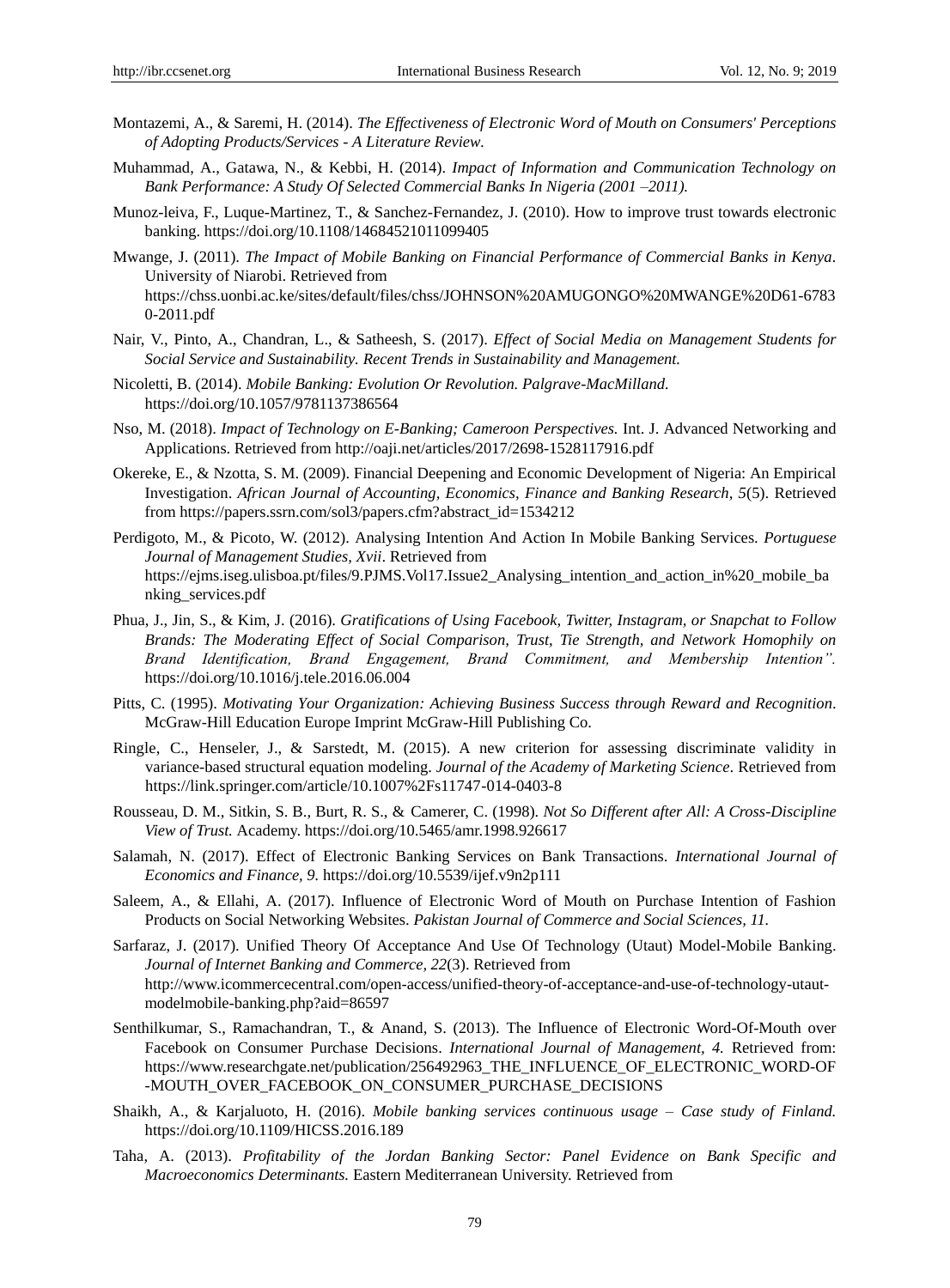Montazemi, A., & Saremi, H. (2014). *The Effectiveness of Electronic Word of Mouth on Consumers' Perceptions of Adopting Products/Services - A Literature Review.*

Muhammad, A., Gatawa, N., & Kebbi, H. (2014). *Impact of Information and Communication Technology on Bank Performance: A Study Of Selected Commercial Banks In Nigeria (2001 –2011).*

Munoz-leiva, F., Luque-Martinez, T., & Sanchez-Fernandez, J. (2010). How to improve trust towards electronic banking. https://doi.org/10.1108/14684521011099405

Mwange, J. (2011). *The Impact of Mobile Banking on Financial Performance of Commercial Banks in Kenya*. University of Niarobi. Retrieved from https://chss.uonbi.ac.ke/sites/default/files/chss/JOHNSON%20AMUGONGO%20MWANGE%20D61-67830-2011.pdf

Nair, V., Pinto, A., Chandran, L., & Satheesh, S. (2017). *Effect of Social Media on Management Students for Social Service and Sustainability. Recent Trends in Sustainability and Management.*

Nicoletti, B. (2014). *Mobile Banking: Evolution Or Revolution. Palgrave-MacMilland.* https://doi.org/10.1057/9781137386564

Nso, M. (2018). *Impact of Technology on E-Banking; Cameroon Perspectives.* Int. J. Advanced Networking and Applications. Retrieved from http://oaji.net/articles/2017/2698-1528117916.pdf

Okereke, E., & Nzotta, S. M. (2009). Financial Deepening and Economic Development of Nigeria: An Empirical Investigation. *African Journal of Accounting, Economics, Finance and Banking Research, 5*(5). Retrieved from https://papers.ssrn.com/sol3/papers.cfm?abstract_id=1534212

Perdigoto, M., & Picoto, W. (2012). Analysing Intention And Action In Mobile Banking Services. *Portuguese Journal of Management Studies, Xvii*. Retrieved from https://ejms.iseg.ulisboa.pt/files/9.PJMS.Vol17.Issue2_Analysing_intention_and_action_in%20_mobile_banking_services.pdf

Phua, J., Jin, S., & Kim, J. (2016). *Gratifications of Using Facebook, Twitter, Instagram, or Snapchat to Follow Brands: The Moderating Effect of Social Comparison, Trust, Tie Strength, and Network Homophily on Brand Identification, Brand Engagement, Brand Commitment, and Membership Intention".* https://doi.org/10.1016/j.tele.2016.06.004

Pitts, C. (1995). *Motivating Your Organization: Achieving Business Success through Reward and Recognition*. McGraw-Hill Education Europe Imprint McGraw-Hill Publishing Co.

Ringle, C., Henseler, J., & Sarstedt, M. (2015). A new criterion for assessing discriminate validity in variance-based structural equation modeling. *Journal of the Academy of Marketing Science*. Retrieved from https://link.springer.com/article/10.1007%2Fs11747-014-0403-8

Rousseau, D. M., Sitkin, S. B., Burt, R. S., & Camerer, C. (1998). *Not So Different after All: A Cross-Discipline View of Trust.* Academy. https://doi.org/10.5465/amr.1998.926617

Salamah, N. (2017). Effect of Electronic Banking Services on Bank Transactions. *International Journal of Economics and Finance, 9.* https://doi.org/10.5539/ijef.v9n2p111

Saleem, A., & Ellahi, A. (2017). Influence of Electronic Word of Mouth on Purchase Intention of Fashion Products on Social Networking Websites. *Pakistan Journal of Commerce and Social Sciences, 11.*

Sarfaraz, J. (2017). Unified Theory Of Acceptance And Use Of Technology (Utaut) Model-Mobile Banking. *Journal of Internet Banking and Commerce, 22*(3). Retrieved from http://www.icommercecentral.com/open-access/unified-theory-of-acceptance-and-use-of-technology-utaut-modelmobile-banking.php?aid=86597

Senthilkumar, S., Ramachandran, T., & Anand, S. (2013). The Influence of Electronic Word-Of-Mouth over Facebook on Consumer Purchase Decisions. *International Journal of Management, 4.* Retrieved from: https://www.researchgate.net/publication/256492963_THE_INFLUENCE_OF_ELECTRONIC_WORD-OF-MOUTH_OVER_FACEBOOK_ON_CONSUMER_PURCHASE_DECISIONS

Shaikh, A., & Karjaluoto, H. (2016). *Mobile banking services continuous usage – Case study of Finland.* https://doi.org/10.1109/HICSS.2016.189

Taha, A. (2013). *Profitability of the Jordan Banking Sector: Panel Evidence on Bank Specific and Macroeconomics Determinants.* Eastern Mediterranean University. Retrieved from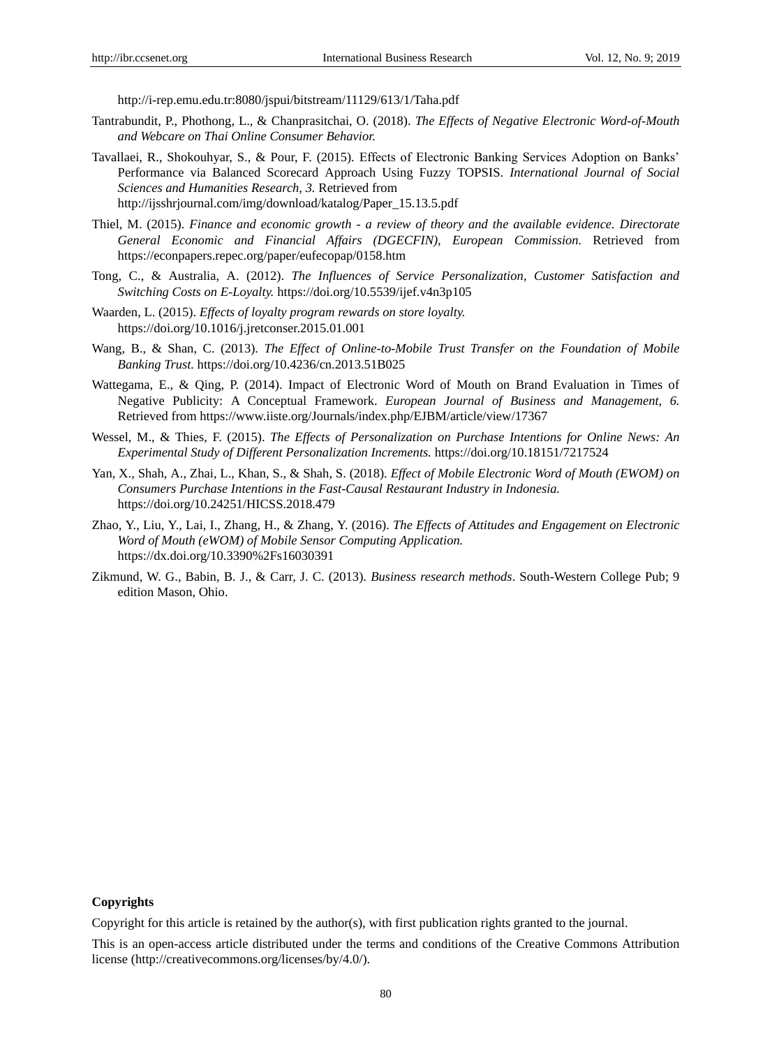http://i-rep.emu.edu.tr:8080/jspui/bitstream/11129/613/1/Taha.pdf

Tantrabundit, P., Phothong, L., & Chanprasitchai, O. (2018). *The Effects of Negative Electronic Word-of-Mouth and Webcare on Thai Online Consumer Behavior.*

Tavallaei, R., Shokouhyar, S., & Pour, F. (2015). Effects of Electronic Banking Services Adoption on Banks' Performance via Balanced Scorecard Approach Using Fuzzy TOPSIS. *International Journal of Social Sciences and Humanities Research, 3.* Retrieved from http://ijsshrjournal.com/img/download/katalog/Paper_15.13.5.pdf

Thiel, M. (2015). *Finance and economic growth - a review of theory and the available evidence. Directorate General Economic and Financial Affairs (DGECFIN), European Commission.* Retrieved from https://econpapers.repec.org/paper/eufecopap/0158.htm

Tong, C., & Australia, A. (2012). *The Influences of Service Personalization, Customer Satisfaction and Switching Costs on E-Loyalty.* https://doi.org/10.5539/ijef.v4n3p105

Waarden, L. (2015). *Effects of loyalty program rewards on store loyalty.* https://doi.org/10.1016/j.jretconser.2015.01.001

Wang, B., & Shan, C. (2013). *The Effect of Online-to-Mobile Trust Transfer on the Foundation of Mobile Banking Trust.* https://doi.org/10.4236/cn.2013.51B025

Wattegama, E., & Qing, P. (2014). Impact of Electronic Word of Mouth on Brand Evaluation in Times of Negative Publicity: A Conceptual Framework. *European Journal of Business and Management, 6.* Retrieved from https://www.iiste.org/Journals/index.php/EJBM/article/view/17367

Wessel, M., & Thies, F. (2015). *The Effects of Personalization on Purchase Intentions for Online News: An Experimental Study of Different Personalization Increments.* https://doi.org/10.18151/7217524

Yan, X., Shah, A., Zhai, L., Khan, S., & Shah, S. (2018). *Effect of Mobile Electronic Word of Mouth (EWOM) on Consumers Purchase Intentions in the Fast-Causal Restaurant Industry in Indonesia.* https://doi.org/10.24251/HICSS.2018.479

Zhao, Y., Liu, Y., Lai, I., Zhang, H., & Zhang, Y. (2016). *The Effects of Attitudes and Engagement on Electronic Word of Mouth (eWOM) of Mobile Sensor Computing Application.* https://dx.doi.org/10.3390%2Fs16030391

Zikmund, W. G., Babin, B. J., & Carr, J. C. (2013). *Business research methods*. South-Western College Pub; 9 edition Mason, Ohio.

**Copyrights**

Copyright for this article is retained by the author(s), with first publication rights granted to the journal.

This is an open-access article distributed under the terms and conditions of the Creative Commons Attribution license (http://creativecommons.org/licenses/by/4.0/).